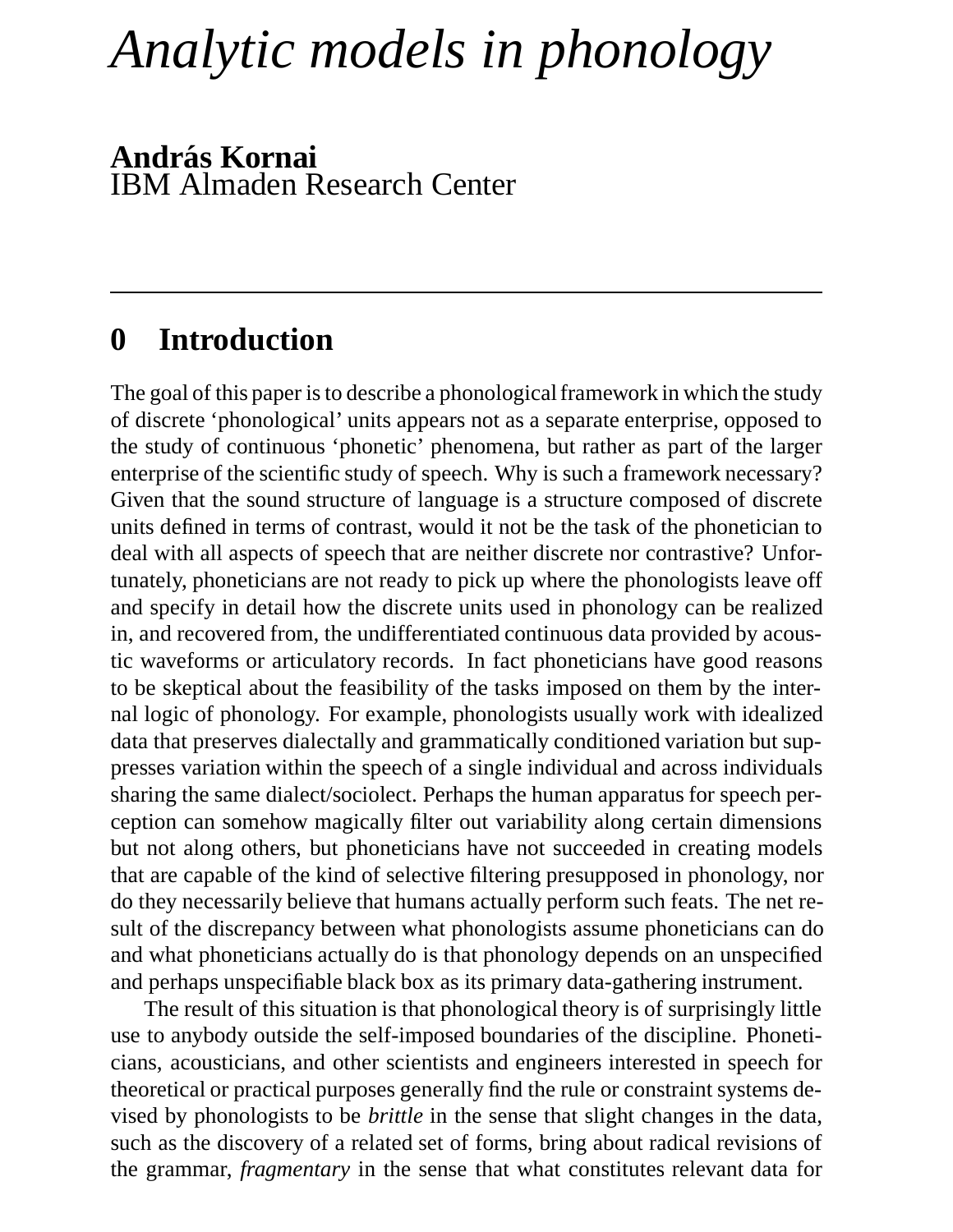# *Analytic models in phonology*

**András Kornai**
IBM Almaden Research Center

---

## 0 Introduction

The goal of this paper is to describe a phonological framework in which the study of discrete 'phonological' units appears not as a separate enterprise, opposed to the study of continuous 'phonetic' phenomena, but rather as part of the larger enterprise of the scientific study of speech. Why is such a framework necessary? Given that the sound structure of language is a structure composed of discrete units defined in terms of contrast, would it not be the task of the phonetician to deal with all aspects of speech that are neither discrete nor contrastive? Unfortunately, phoneticians are not ready to pick up where the phonologists leave off and specify in detail how the discrete units used in phonology can be realized in, and recovered from, the undifferentiated continuous data provided by acoustic waveforms or articulatory records. In fact phoneticians have good reasons to be skeptical about the feasibility of the tasks imposed on them by the internal logic of phonology. For example, phonologists usually work with idealized data that preserves dialectally and grammatically conditioned variation but suppresses variation within the speech of a single individual and across individuals sharing the same dialect/sociolect. Perhaps the human apparatus for speech perception can somehow magically filter out variability along certain dimensions but not along others, but phoneticians have not succeeded in creating models that are capable of the kind of selective filtering presupposed in phonology, nor do they necessarily believe that humans actually perform such feats. The net result of the discrepancy between what phonologists assume phoneticians can do and what phoneticians actually do is that phonology depends on an unspecified and perhaps unspecifiable black box as its primary data-gathering instrument.

The result of this situation is that phonological theory is of surprisingly little use to anybody outside the self-imposed boundaries of the discipline. Phoneticians, acousticians, and other scientists and engineers interested in speech for theoretical or practical purposes generally find the rule or constraint systems devised by phonologists to be *brittle* in the sense that slight changes in the data, such as the discovery of a related set of forms, bring about radical revisions of the grammar, *fragmentary* in the sense that what constitutes relevant data for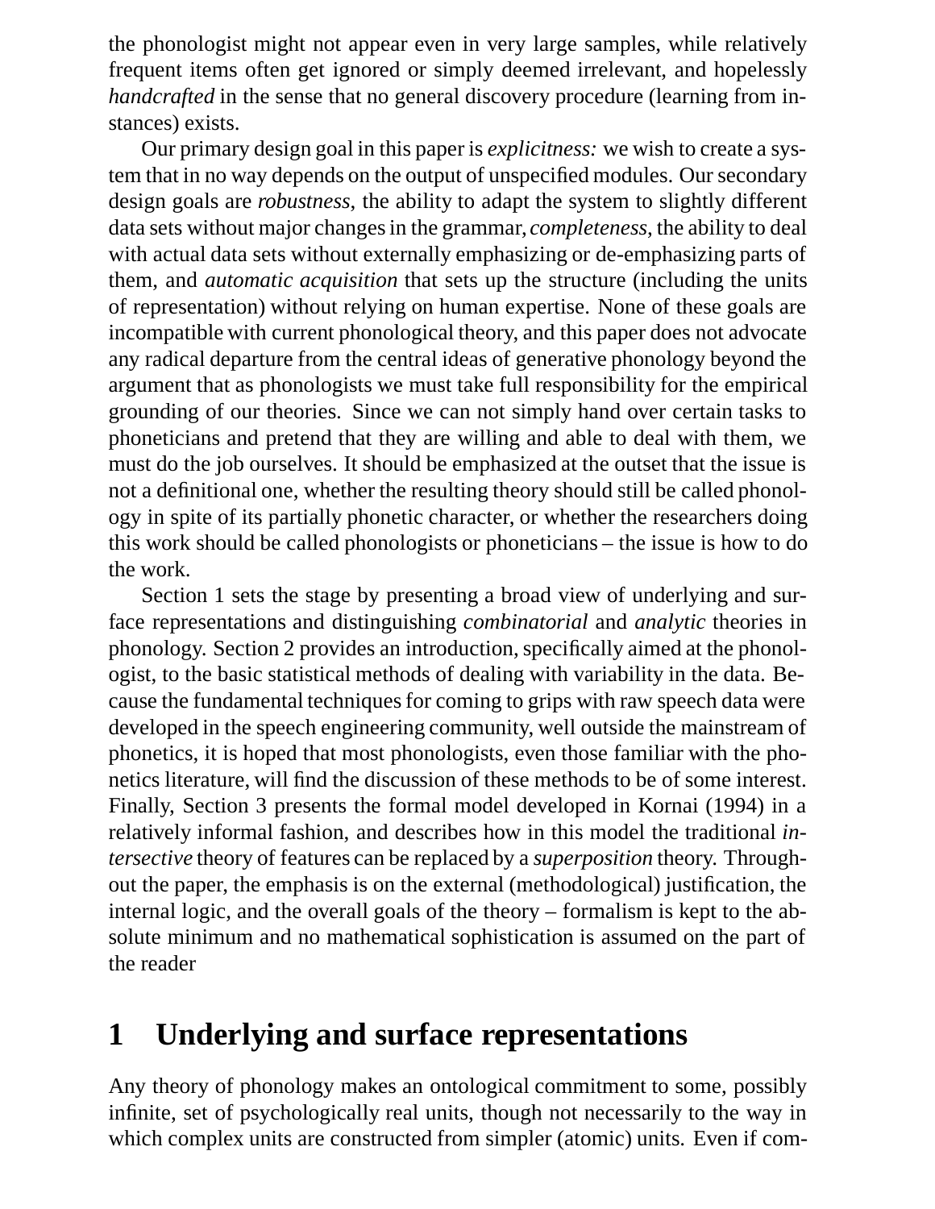the phonologist might not appear even in very large samples, while relatively frequent items often get ignored or simply deemed irrelevant, and hopelessly *handcrafted* in the sense that no general discovery procedure (learning from instances) exists.

Our primary design goal in this paper is *explicitness:* we wish to create a system that in no way depends on the output of unspecified modules. Our secondary design goals are *robustness*, the ability to adapt the system to slightly different data sets without major changes in the grammar, *completeness*, the ability to deal with actual data sets without externally emphasizing or de-emphasizing parts of them, and *automatic acquisition* that sets up the structure (including the units of representation) without relying on human expertise. None of these goals are incompatible with current phonological theory, and this paper does not advocate any radical departure from the central ideas of generative phonology beyond the argument that as phonologists we must take full responsibility for the empirical grounding of our theories. Since we can not simply hand over certain tasks to phoneticians and pretend that they are willing and able to deal with them, we must do the job ourselves. It should be emphasized at the outset that the issue is not a definitional one, whether the resulting theory should still be called phonology in spite of its partially phonetic character, or whether the researchers doing this work should be called phonologists or phoneticians – the issue is how to do the work.

Section 1 sets the stage by presenting a broad view of underlying and surface representations and distinguishing *combinatorial* and *analytic* theories in phonology. Section 2 provides an introduction, specifically aimed at the phonologist, to the basic statistical methods of dealing with variability in the data. Because the fundamental techniques for coming to grips with raw speech data were developed in the speech engineering community, well outside the mainstream of phonetics, it is hoped that most phonologists, even those familiar with the phonetics literature, will find the discussion of these methods to be of some interest. Finally, Section 3 presents the formal model developed in Kornai (1994) in a relatively informal fashion, and describes how in this model the traditional *intersective* theory of features can be replaced by a *superposition* theory. Throughout the paper, the emphasis is on the external (methodological) justification, the internal logic, and the overall goals of the theory – formalism is kept to the absolute minimum and no mathematical sophistication is assumed on the part of the reader

# 1 Underlying and surface representations

Any theory of phonology makes an ontological commitment to some, possibly infinite, set of psychologically real units, though not necessarily to the way in which complex units are constructed from simpler (atomic) units. Even if com-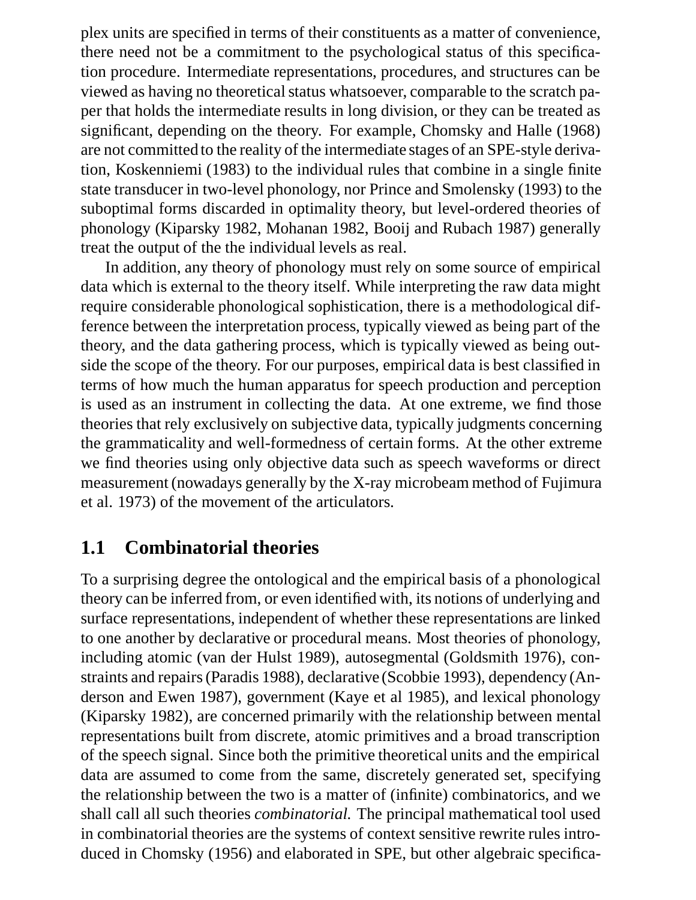plex units are specified in terms of their constituents as a matter of convenience, there need not be a commitment to the psychological status of this specification procedure. Intermediate representations, procedures, and structures can be viewed as having no theoretical status whatsoever, comparable to the scratch paper that holds the intermediate results in long division, or they can be treated as significant, depending on the theory. For example, Chomsky and Halle (1968) are not committed to the reality of the intermediate stages of an SPE-style derivation, Koskenniemi (1983) to the individual rules that combine in a single finite state transducer in two-level phonology, nor Prince and Smolensky (1993) to the suboptimal forms discarded in optimality theory, but level-ordered theories of phonology (Kiparsky 1982, Mohanan 1982, Booij and Rubach 1987) generally treat the output of the the individual levels as real.

In addition, any theory of phonology must rely on some source of empirical data which is external to the theory itself. While interpreting the raw data might require considerable phonological sophistication, there is a methodological difference between the interpretation process, typically viewed as being part of the theory, and the data gathering process, which is typically viewed as being outside the scope of the theory. For our purposes, empirical data is best classified in terms of how much the human apparatus for speech production and perception is used as an instrument in collecting the data. At one extreme, we find those theories that rely exclusively on subjective data, typically judgments concerning the grammaticality and well-formedness of certain forms. At the other extreme we find theories using only objective data such as speech waveforms or direct measurement (nowadays generally by the X-ray microbeam method of Fujimura et al. 1973) of the movement of the articulators.

## 1.1 Combinatorial theories

To a surprising degree the ontological and the empirical basis of a phonological theory can be inferred from, or even identified with, its notions of underlying and surface representations, independent of whether these representations are linked to one another by declarative or procedural means. Most theories of phonology, including atomic (van der Hulst 1989), autosegmental (Goldsmith 1976), constraints and repairs (Paradis 1988), declarative (Scobbie 1993), dependency (Anderson and Ewen 1987), government (Kaye et al 1985), and lexical phonology (Kiparsky 1982), are concerned primarily with the relationship between mental representations built from discrete, atomic primitives and a broad transcription of the speech signal. Since both the primitive theoretical units and the empirical data are assumed to come from the same, discretely generated set, specifying the relationship between the two is a matter of (infinite) combinatorics, and we shall call all such theories *combinatorial.* The principal mathematical tool used in combinatorial theories are the systems of context sensitive rewrite rules introduced in Chomsky (1956) and elaborated in SPE, but other algebraic specifica-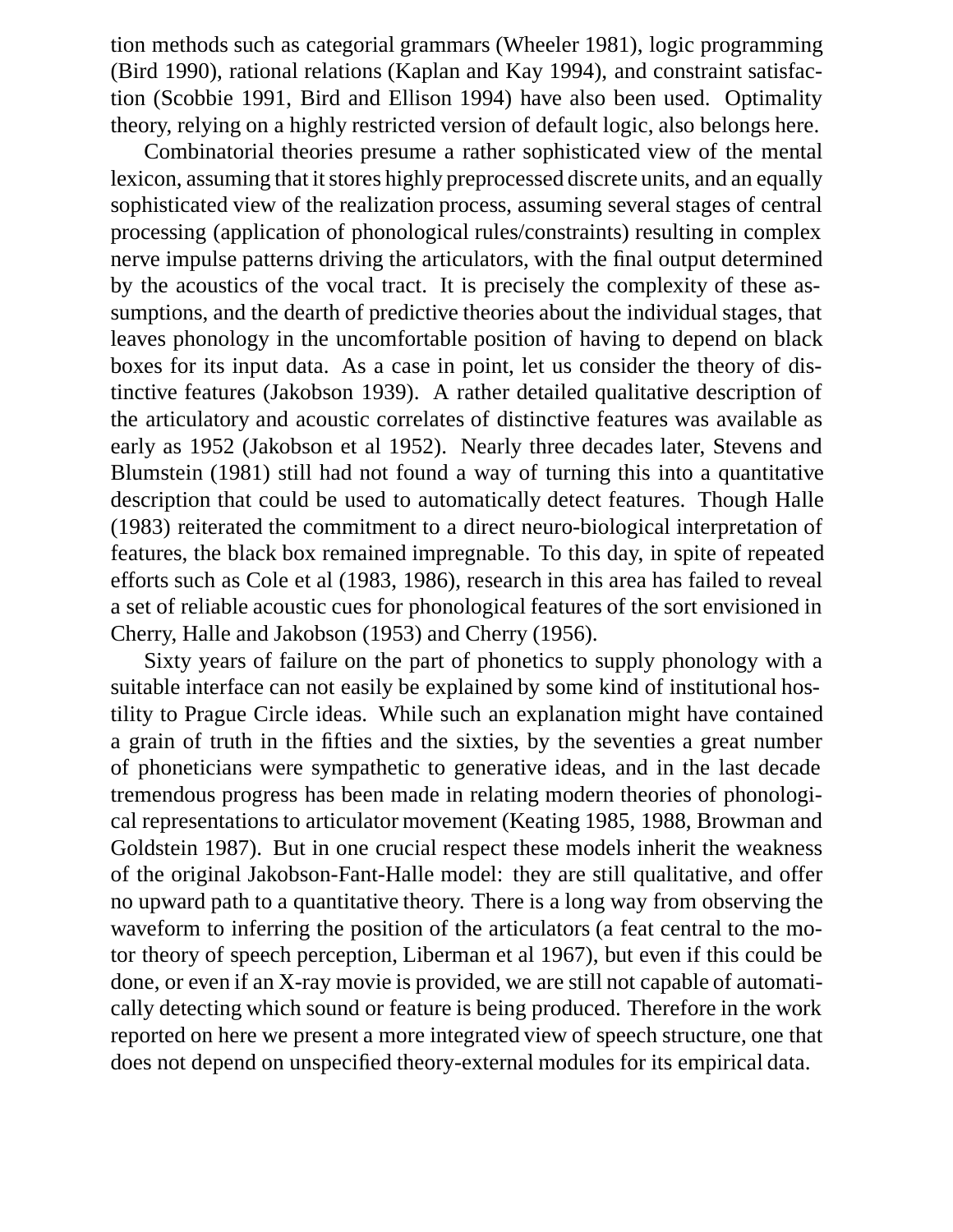tion methods such as categorial grammars (Wheeler 1981), logic programming (Bird 1990), rational relations (Kaplan and Kay 1994), and constraint satisfaction (Scobbie 1991, Bird and Ellison 1994) have also been used. Optimality theory, relying on a highly restricted version of default logic, also belongs here.

Combinatorial theories presume a rather sophisticated view of the mental lexicon, assuming that it stores highly preprocessed discrete units, and an equally sophisticated view of the realization process, assuming several stages of central processing (application of phonological rules/constraints) resulting in complex nerve impulse patterns driving the articulators, with the final output determined by the acoustics of the vocal tract. It is precisely the complexity of these assumptions, and the dearth of predictive theories about the individual stages, that leaves phonology in the uncomfortable position of having to depend on black boxes for its input data. As a case in point, let us consider the theory of distinctive features (Jakobson 1939). A rather detailed qualitative description of the articulatory and acoustic correlates of distinctive features was available as early as 1952 (Jakobson et al 1952). Nearly three decades later, Stevens and Blumstein (1981) still had not found a way of turning this into a quantitative description that could be used to automatically detect features. Though Halle (1983) reiterated the commitment to a direct neuro-biological interpretation of features, the black box remained impregnable. To this day, in spite of repeated efforts such as Cole et al (1983, 1986), research in this area has failed to reveal a set of reliable acoustic cues for phonological features of the sort envisioned in Cherry, Halle and Jakobson (1953) and Cherry (1956).

Sixty years of failure on the part of phonetics to supply phonology with a suitable interface can not easily be explained by some kind of institutional hostility to Prague Circle ideas. While such an explanation might have contained a grain of truth in the fifties and the sixties, by the seventies a great number of phoneticians were sympathetic to generative ideas, and in the last decade tremendous progress has been made in relating modern theories of phonological representations to articulator movement (Keating 1985, 1988, Browman and Goldstein 1987). But in one crucial respect these models inherit the weakness of the original Jakobson-Fant-Halle model: they are still qualitative, and offer no upward path to a quantitative theory. There is a long way from observing the waveform to inferring the position of the articulators (a feat central to the motor theory of speech perception, Liberman et al 1967), but even if this could be done, or even if an X-ray movie is provided, we are still not capable of automatically detecting which sound or feature is being produced. Therefore in the work reported on here we present a more integrated view of speech structure, one that does not depend on unspecified theory-external modules for its empirical data.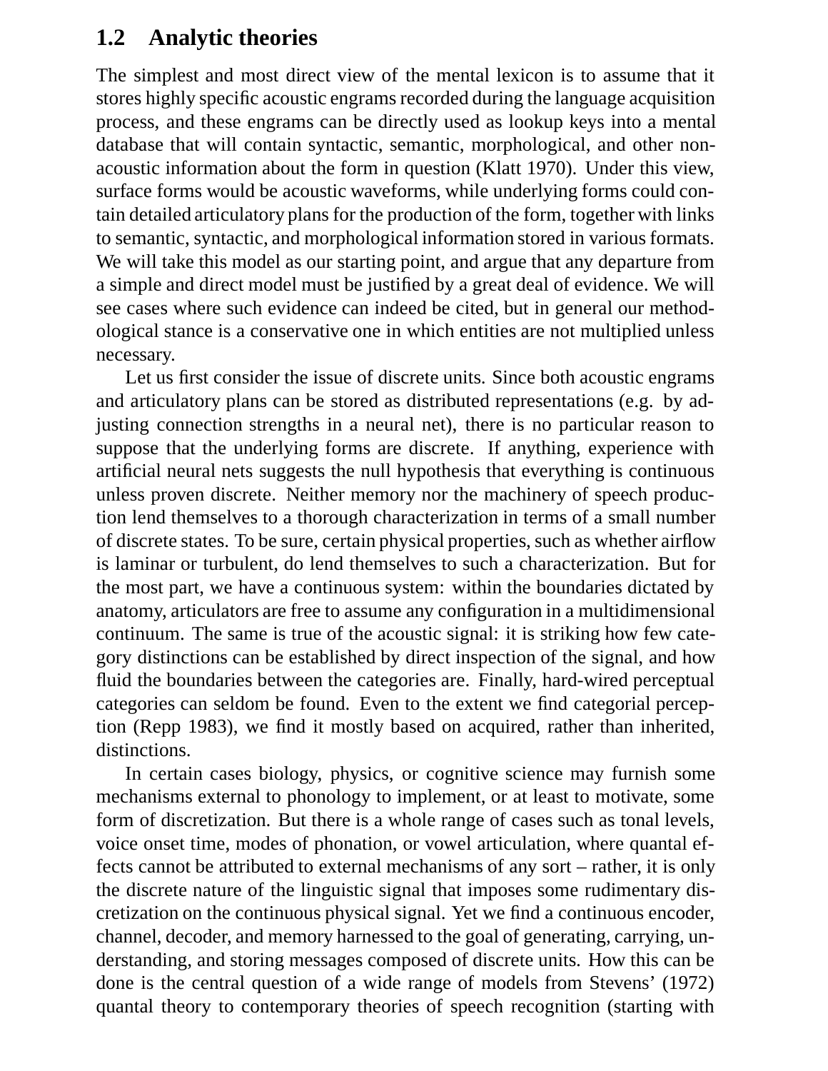## 1.2 Analytic theories

The simplest and most direct view of the mental lexicon is to assume that it stores highly specific acoustic engrams recorded during the language acquisition process, and these engrams can be directly used as lookup keys into a mental database that will contain syntactic, semantic, morphological, and other non-acoustic information about the form in question (Klatt 1970). Under this view, surface forms would be acoustic waveforms, while underlying forms could contain detailed articulatory plans for the production of the form, together with links to semantic, syntactic, and morphological information stored in various formats. We will take this model as our starting point, and argue that any departure from a simple and direct model must be justified by a great deal of evidence. We will see cases where such evidence can indeed be cited, but in general our methodological stance is a conservative one in which entities are not multiplied unless necessary.

Let us first consider the issue of discrete units. Since both acoustic engrams and articulatory plans can be stored as distributed representations (e.g. by adjusting connection strengths in a neural net), there is no particular reason to suppose that the underlying forms are discrete. If anything, experience with artificial neural nets suggests the null hypothesis that everything is continuous unless proven discrete. Neither memory nor the machinery of speech production lend themselves to a thorough characterization in terms of a small number of discrete states. To be sure, certain physical properties, such as whether airflow is laminar or turbulent, do lend themselves to such a characterization. But for the most part, we have a continuous system: within the boundaries dictated by anatomy, articulators are free to assume any configuration in a multidimensional continuum. The same is true of the acoustic signal: it is striking how few category distinctions can be established by direct inspection of the signal, and how fluid the boundaries between the categories are. Finally, hard-wired perceptual categories can seldom be found. Even to the extent we find categorial perception (Repp 1983), we find it mostly based on acquired, rather than inherited, distinctions.

In certain cases biology, physics, or cognitive science may furnish some mechanisms external to phonology to implement, or at least to motivate, some form of discretization. But there is a whole range of cases such as tonal levels, voice onset time, modes of phonation, or vowel articulation, where quantal effects cannot be attributed to external mechanisms of any sort – rather, it is only the discrete nature of the linguistic signal that imposes some rudimentary discretization on the continuous physical signal. Yet we find a continuous encoder, channel, decoder, and memory harnessed to the goal of generating, carrying, understanding, and storing messages composed of discrete units. How this can be done is the central question of a wide range of models from Stevens' (1972) quantal theory to contemporary theories of speech recognition (starting with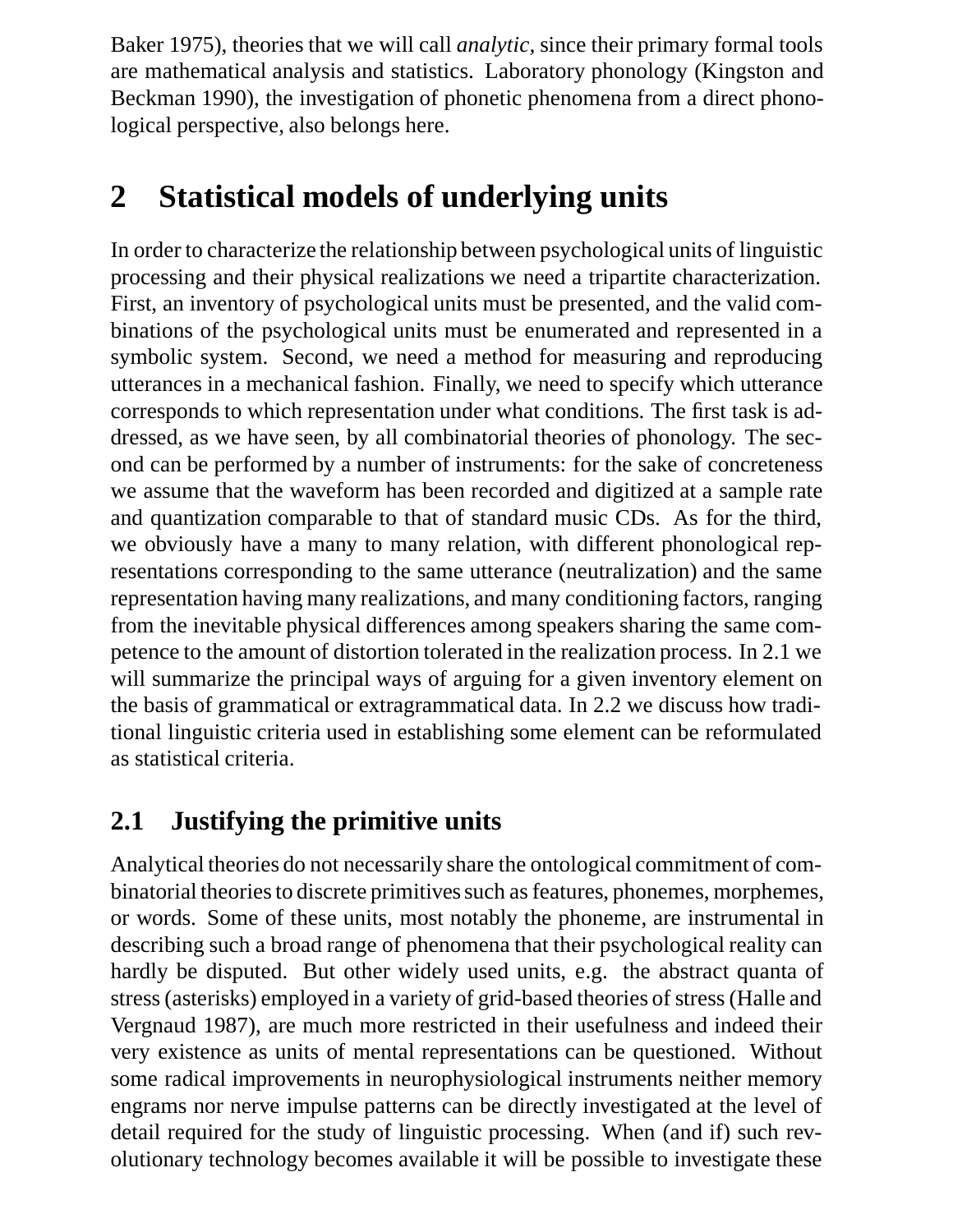Baker 1975), theories that we will call *analytic,* since their primary formal tools are mathematical analysis and statistics. Laboratory phonology (Kingston and Beckman 1990), the investigation of phonetic phenomena from a direct phonological perspective, also belongs here.

# 2 Statistical models of underlying units

In order to characterize the relationship between psychological units of linguistic processing and their physical realizations we need a tripartite characterization. First, an inventory of psychological units must be presented, and the valid combinations of the psychological units must be enumerated and represented in a symbolic system. Second, we need a method for measuring and reproducing utterances in a mechanical fashion. Finally, we need to specify which utterance corresponds to which representation under what conditions. The first task is addressed, as we have seen, by all combinatorial theories of phonology. The second can be performed by a number of instruments: for the sake of concreteness we assume that the waveform has been recorded and digitized at a sample rate and quantization comparable to that of standard music CDs. As for the third, we obviously have a many to many relation, with different phonological representations corresponding to the same utterance (neutralization) and the same representation having many realizations, and many conditioning factors, ranging from the inevitable physical differences among speakers sharing the same competence to the amount of distortion tolerated in the realization process. In 2.1 we will summarize the principal ways of arguing for a given inventory element on the basis of grammatical or extragrammatical data. In 2.2 we discuss how traditional linguistic criteria used in establishing some element can be reformulated as statistical criteria.

## 2.1 Justifying the primitive units

Analytical theories do not necessarily share the ontological commitment of combinatorial theories to discrete primitives such as features, phonemes, morphemes, or words. Some of these units, most notably the phoneme, are instrumental in describing such a broad range of phenomena that their psychological reality can hardly be disputed. But other widely used units, e.g. the abstract quanta of stress (asterisks) employed in a variety of grid-based theories of stress (Halle and Vergnaud 1987), are much more restricted in their usefulness and indeed their very existence as units of mental representations can be questioned. Without some radical improvements in neurophysiological instruments neither memory engrams nor nerve impulse patterns can be directly investigated at the level of detail required for the study of linguistic processing. When (and if) such revolutionary technology becomes available it will be possible to investigate these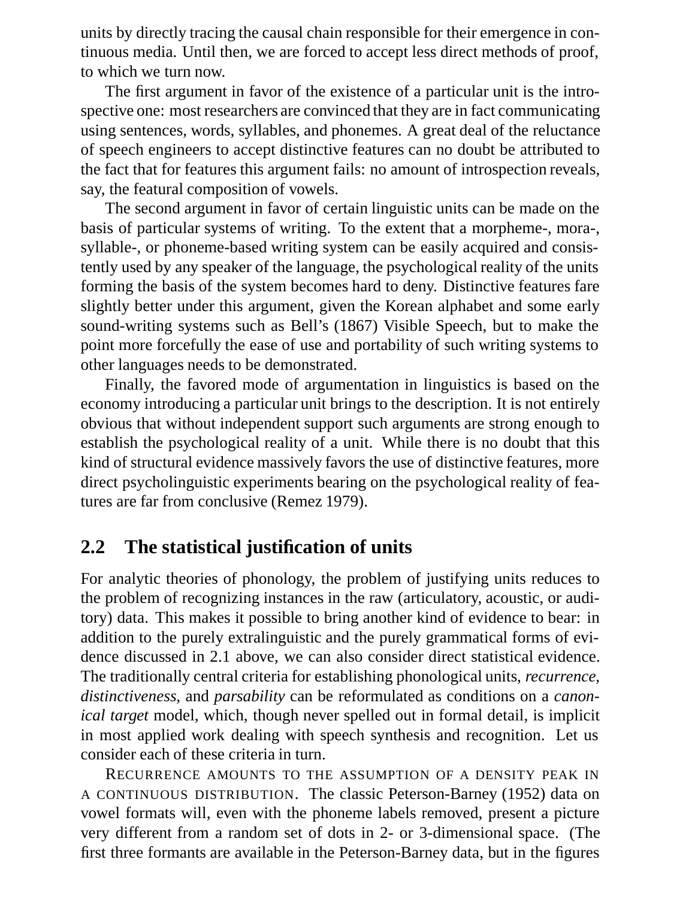units by directly tracing the causal chain responsible for their emergence in continuous media. Until then, we are forced to accept less direct methods of proof, to which we turn now.

The first argument in favor of the existence of a particular unit is the introspective one: most researchers are convinced that they are in fact communicating using sentences, words, syllables, and phonemes. A great deal of the reluctance of speech engineers to accept distinctive features can no doubt be attributed to the fact that for features this argument fails: no amount of introspection reveals, say, the featural composition of vowels.

The second argument in favor of certain linguistic units can be made on the basis of particular systems of writing. To the extent that a morpheme-, mora-, syllable-, or phoneme-based writing system can be easily acquired and consistently used by any speaker of the language, the psychological reality of the units forming the basis of the system becomes hard to deny. Distinctive features fare slightly better under this argument, given the Korean alphabet and some early sound-writing systems such as Bell's (1867) Visible Speech, but to make the point more forcefully the ease of use and portability of such writing systems to other languages needs to be demonstrated.

Finally, the favored mode of argumentation in linguistics is based on the economy introducing a particular unit brings to the description. It is not entirely obvious that without independent support such arguments are strong enough to establish the psychological reality of a unit. While there is no doubt that this kind of structural evidence massively favors the use of distinctive features, more direct psycholinguistic experiments bearing on the psychological reality of features are far from conclusive (Remez 1979).

## 2.2 The statistical justification of units

For analytic theories of phonology, the problem of justifying units reduces to the problem of recognizing instances in the raw (articulatory, acoustic, or auditory) data. This makes it possible to bring another kind of evidence to bear: in addition to the purely extralinguistic and the purely grammatical forms of evidence discussed in 2.1 above, we can also consider direct statistical evidence. The traditionally central criteria for establishing phonological units, *recurrence, distinctiveness,* and *parsability* can be reformulated as conditions on a *canonical target* model, which, though never spelled out in formal detail, is implicit in most applied work dealing with speech synthesis and recognition. Let us consider each of these criteria in turn.

RECURRENCE AMOUNTS TO THE ASSUMPTION OF A DENSITY PEAK IN A CONTINUOUS DISTRIBUTION. The classic Peterson-Barney (1952) data on vowel formats will, even with the phoneme labels removed, present a picture very different from a random set of dots in 2- or 3-dimensional space. (The first three formants are available in the Peterson-Barney data, but in the figures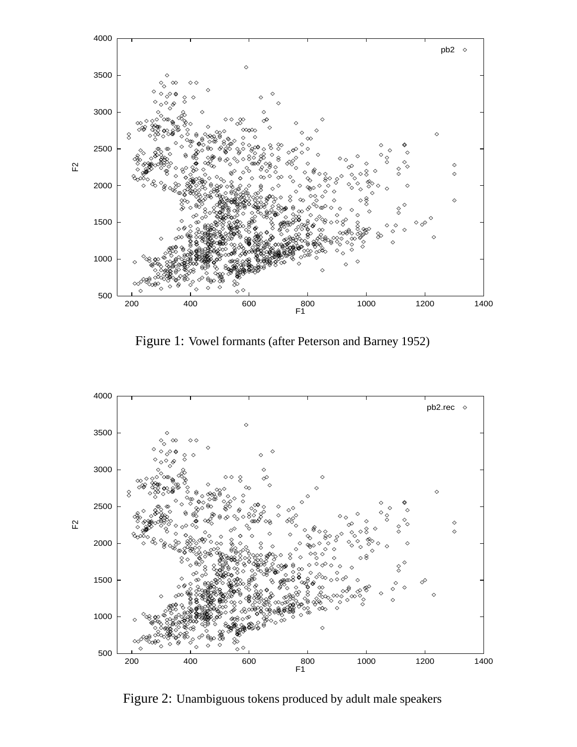4000

pb2

3500

3000

2500

F2

2000

1500

1000

500

200 400 600 800 1000 1200 1400

F1

Figure 1: Vowel formants (after Peterson and Barney 1952)

4000

pb2.rec

3500

3000

2500

F2

2000

1500

1000

500

200 400 600 800 1000 1200 1400

F1

Figure 2: Unambiguous tokens produced by adult male speakers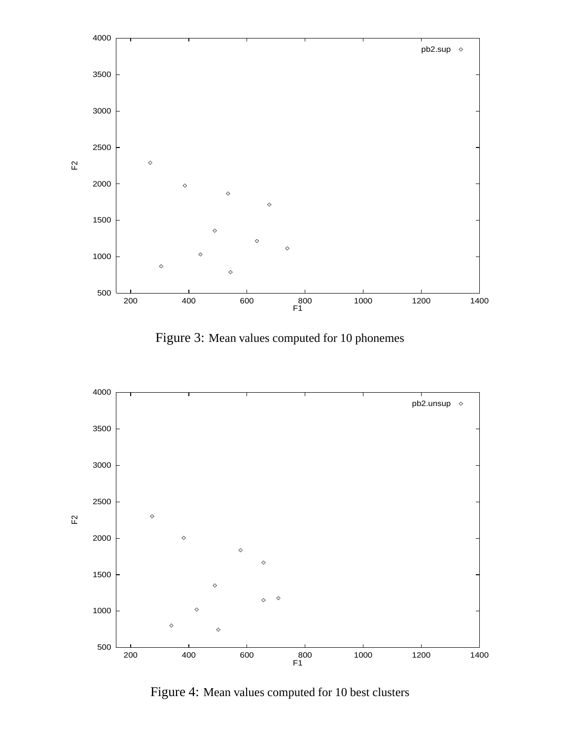4000

3500

3000

2500

2000

1500

1000

500

F2

200 400 600 800 1000 1200 1400

F1

pb2.sup

Figure 3: Mean values computed for 10 phonemes

4000

3500

3000

2500

2000

1500

1000

500

F2

200 400 600 800 1000 1200 1400

F1

pb2.unsup

Figure 4: Mean values computed for 10 best clusters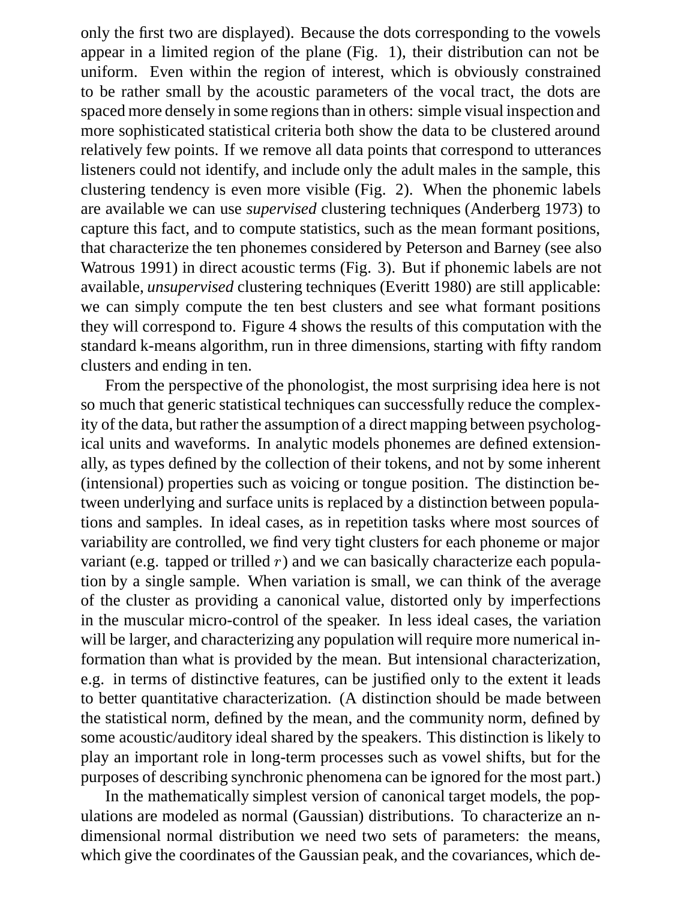only the first two are displayed). Because the dots corresponding to the vowels appear in a limited region of the plane (Fig. 1), their distribution can not be uniform. Even within the region of interest, which is obviously constrained to be rather small by the acoustic parameters of the vocal tract, the dots are spaced more densely in some regions than in others: simple visual inspection and more sophisticated statistical criteria both show the data to be clustered around relatively few points. If we remove all data points that correspond to utterances listeners could not identify, and include only the adult males in the sample, this clustering tendency is even more visible (Fig. 2). When the phonemic labels are available we can use *supervised* clustering techniques (Anderberg 1973) to capture this fact, and to compute statistics, such as the mean formant positions, that characterize the ten phonemes considered by Peterson and Barney (see also Watrous 1991) in direct acoustic terms (Fig. 3). But if phonemic labels are not available, *unsupervised* clustering techniques (Everitt 1980) are still applicable: we can simply compute the ten best clusters and see what formant positions they will correspond to. Figure 4 shows the results of this computation with the standard k-means algorithm, run in three dimensions, starting with fifty random clusters and ending in ten.

From the perspective of the phonologist, the most surprising idea here is not so much that generic statistical techniques can successfully reduce the complexity of the data, but rather the assumption of a direct mapping between psychological units and waveforms. In analytic models phonemes are defined extensionally, as types defined by the collection of their tokens, and not by some inherent (intensional) properties such as voicing or tongue position. The distinction between underlying and surface units is replaced by a distinction between populations and samples. In ideal cases, as in repetition tasks where most sources of variability are controlled, we find very tight clusters for each phoneme or major variant (e.g. tapped or trilled $r$) and we can basically characterize each population by a single sample. When variation is small, we can think of the average of the cluster as providing a canonical value, distorted only by imperfections in the muscular micro-control of the speaker. In less ideal cases, the variation will be larger, and characterizing any population will require more numerical information than what is provided by the mean. But intensional characterization, e.g. in terms of distinctive features, can be justified only to the extent it leads to better quantitative characterization. (A distinction should be made between the statistical norm, defined by the mean, and the community norm, defined by some acoustic/auditory ideal shared by the speakers. This distinction is likely to play an important role in long-term processes such as vowel shifts, but for the purposes of describing synchronic phenomena can be ignored for the most part.)

In the mathematically simplest version of canonical target models, the populations are modeled as normal (Gaussian) distributions. To characterize an n-dimensional normal distribution we need two sets of parameters: the means, which give the coordinates of the Gaussian peak, and the covariances, which de-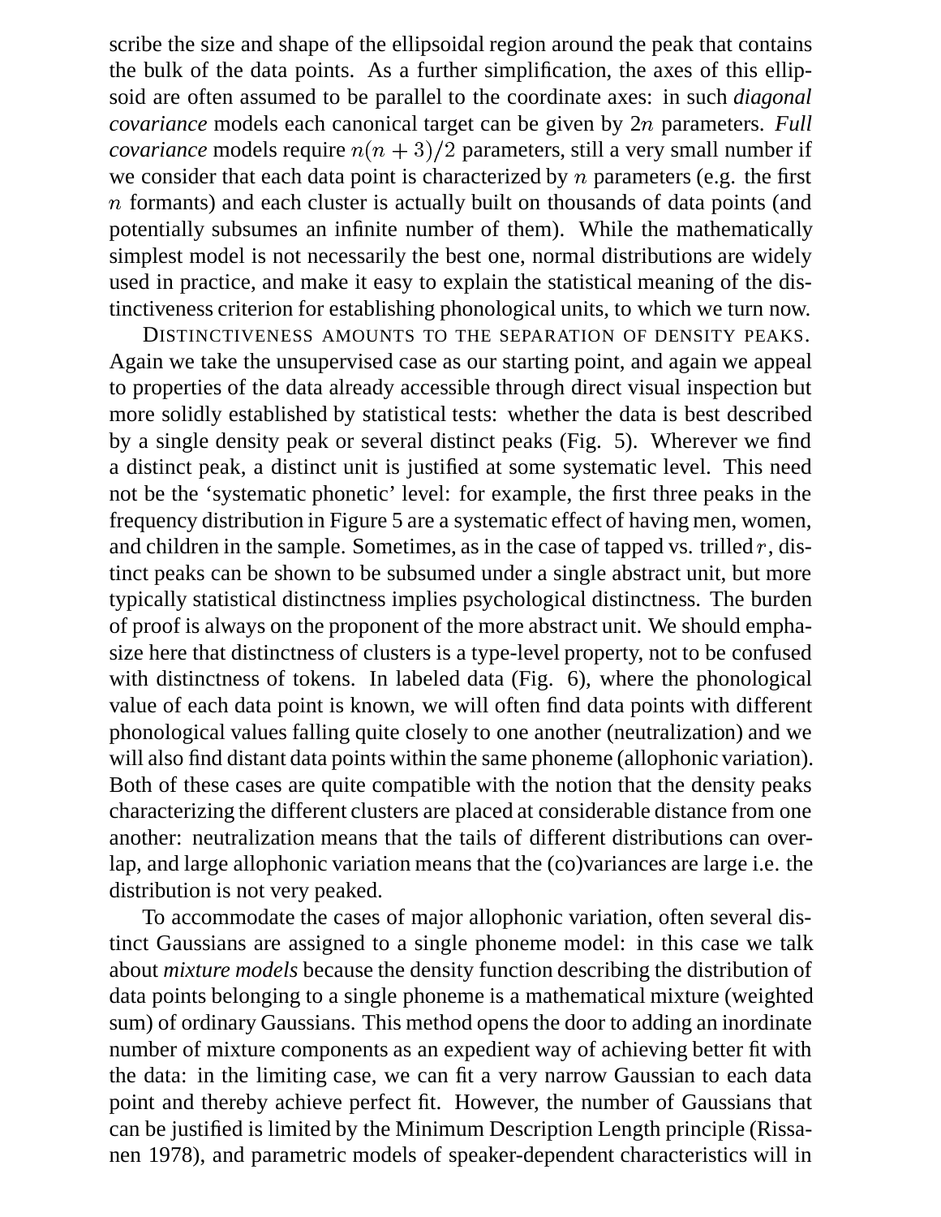scribe the size and shape of the ellipsoidal region around the peak that contains the bulk of the data points. As a further simplification, the axes of this ellipsoid are often assumed to be parallel to the coordinate axes: in such *diagonal covariance* models each canonical target can be given by $2n$ parameters. *Full covariance* models require $n(n+3)/2$ parameters, still a very small number if we consider that each data point is characterized by $n$ parameters (e.g. the first $n$ formants) and each cluster is actually built on thousands of data points (and potentially subsumes an infinite number of them). While the mathematically simplest model is not necessarily the best one, normal distributions are widely used in practice, and make it easy to explain the statistical meaning of the distinctiveness criterion for establishing phonological units, to which we turn now.

DISTINCTIVENESS AMOUNTS TO THE SEPARATION OF DENSITY PEAKS. Again we take the unsupervised case as our starting point, and again we appeal to properties of the data already accessible through direct visual inspection but more solidly established by statistical tests: whether the data is best described by a single density peak or several distinct peaks (Fig. 5). Wherever we find a distinct peak, a distinct unit is justified at some systematic level. This need not be the 'systematic phonetic' level: for example, the first three peaks in the frequency distribution in Figure 5 are a systematic effect of having men, women, and children in the sample. Sometimes, as in the case of tapped vs. trilled $r$, distinct peaks can be shown to be subsumed under a single abstract unit, but more typically statistical distinctness implies psychological distinctness. The burden of proof is always on the proponent of the more abstract unit. We should emphasize here that distinctness of clusters is a type-level property, not to be confused with distinctness of tokens. In labeled data (Fig. 6), where the phonological value of each data point is known, we will often find data points with different phonological values falling quite closely to one another (neutralization) and we will also find distant data points within the same phoneme (allophonic variation). Both of these cases are quite compatible with the notion that the density peaks characterizing the different clusters are placed at considerable distance from one another: neutralization means that the tails of different distributions can overlap, and large allophonic variation means that the (co)variances are large i.e. the distribution is not very peaked.

To accommodate the cases of major allophonic variation, often several distinct Gaussians are assigned to a single phoneme model: in this case we talk about *mixture models* because the density function describing the distribution of data points belonging to a single phoneme is a mathematical mixture (weighted sum) of ordinary Gaussians. This method opens the door to adding an inordinate number of mixture components as an expedient way of achieving better fit with the data: in the limiting case, we can fit a very narrow Gaussian to each data point and thereby achieve perfect fit. However, the number of Gaussians that can be justified is limited by the Minimum Description Length principle (Rissanen 1978), and parametric models of speaker-dependent characteristics will in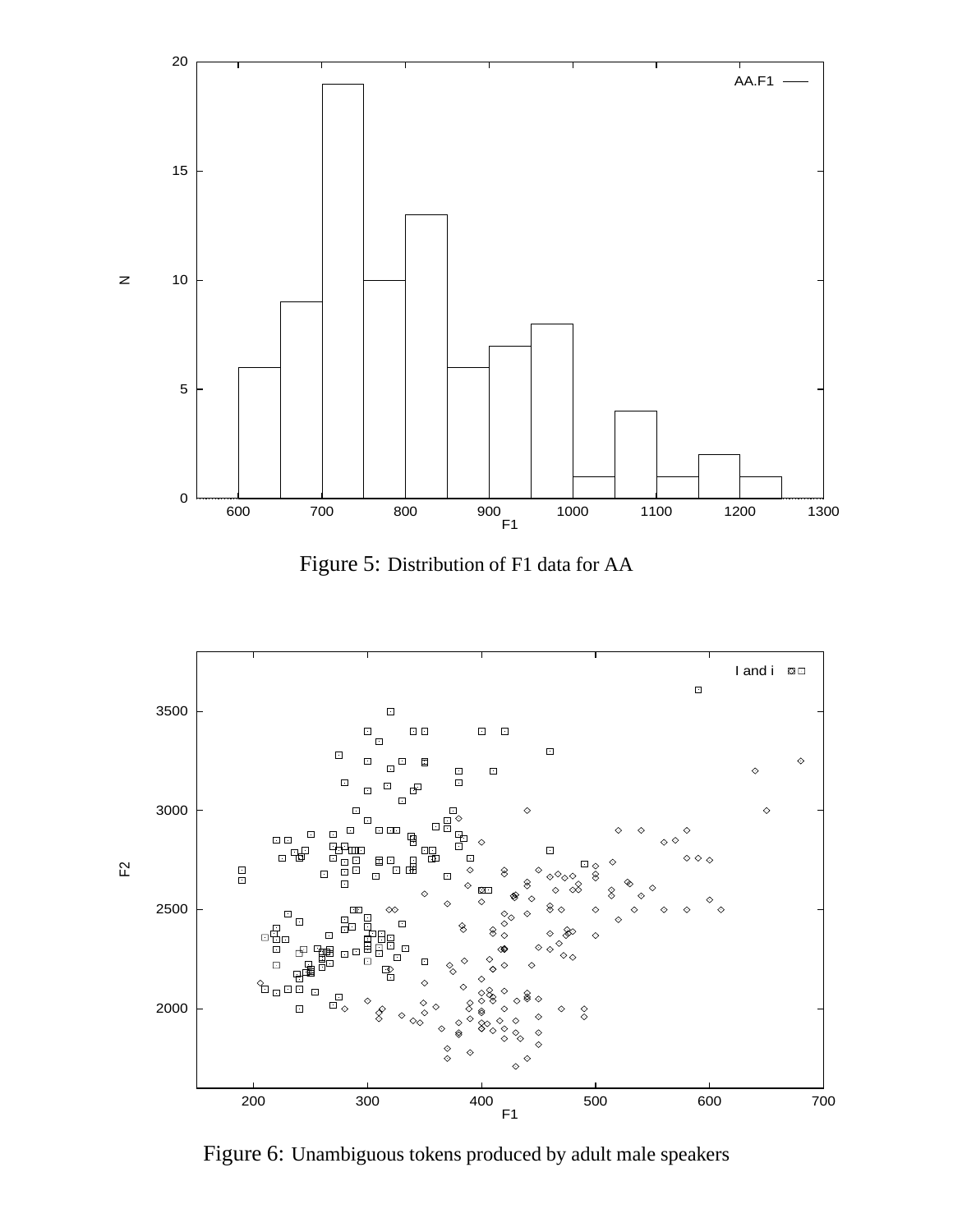AA.F1

N

20

15

10

5

0

600 700 800 900 1000 1100 1200 1300

F1

Figure 5: Distribution of F1 data for AA

I and i

F2

3500

3000

2500

2000

200 300 400 500 600 700

F1

Figure 6: Unambiguous tokens produced by adult male speakers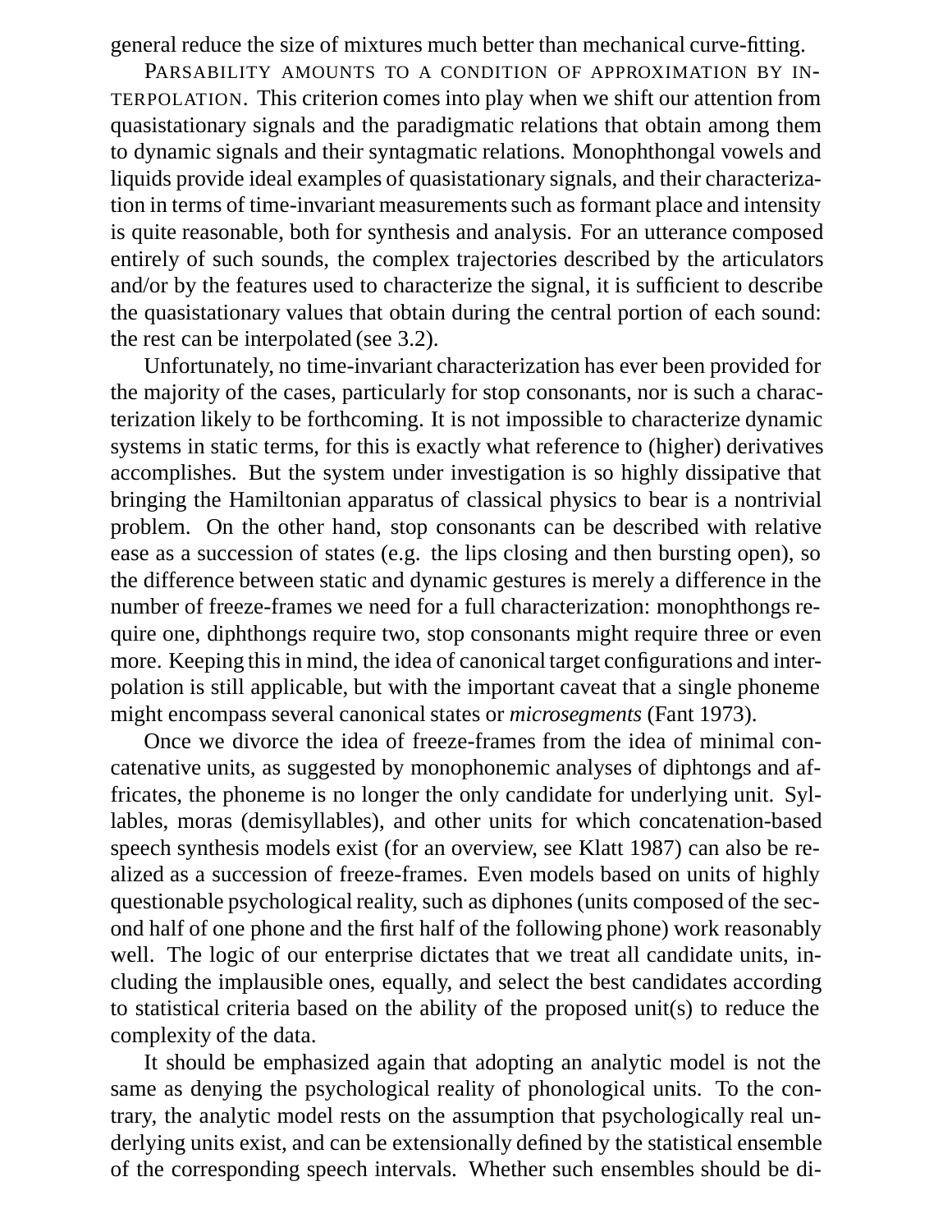general reduce the size of mixtures much better than mechanical curve-fitting.

PARSABILITY AMOUNTS TO A CONDITION OF APPROXIMATION BY INTERPOLATION. This criterion comes into play when we shift our attention from quasistationary signals and the paradigmatic relations that obtain among them to dynamic signals and their syntagmatic relations. Monophthongal vowels and liquids provide ideal examples of quasistationary signals, and their characterization in terms of time-invariant measurements such as formant place and intensity is quite reasonable, both for synthesis and analysis. For an utterance composed entirely of such sounds, the complex trajectories described by the articulators and/or by the features used to characterize the signal, it is sufficient to describe the quasistationary values that obtain during the central portion of each sound: the rest can be interpolated (see 3.2).

Unfortunately, no time-invariant characterization has ever been provided for the majority of the cases, particularly for stop consonants, nor is such a characterization likely to be forthcoming. It is not impossible to characterize dynamic systems in static terms, for this is exactly what reference to (higher) derivatives accomplishes. But the system under investigation is so highly dissipative that bringing the Hamiltonian apparatus of classical physics to bear is a nontrivial problem. On the other hand, stop consonants can be described with relative ease as a succession of states (e.g. the lips closing and then bursting open), so the difference between static and dynamic gestures is merely a difference in the number of freeze-frames we need for a full characterization: monophthongs require one, diphthongs require two, stop consonants might require three or even more. Keeping this in mind, the idea of canonical target configurations and interpolation is still applicable, but with the important caveat that a single phoneme might encompass several canonical states or *microsegments* (Fant 1973).

Once we divorce the idea of freeze-frames from the idea of minimal concatenative units, as suggested by monophonemic analyses of diphtongs and affricates, the phoneme is no longer the only candidate for underlying unit. Syllables, moras (demisyllables), and other units for which concatenation-based speech synthesis models exist (for an overview, see Klatt 1987) can also be realized as a succession of freeze-frames. Even models based on units of highly questionable psychological reality, such as diphones (units composed of the second half of one phone and the first half of the following phone) work reasonably well. The logic of our enterprise dictates that we treat all candidate units, including the implausible ones, equally, and select the best candidates according to statistical criteria based on the ability of the proposed unit(s) to reduce the complexity of the data.

It should be emphasized again that adopting an analytic model is not the same as denying the psychological reality of phonological units. To the contrary, the analytic model rests on the assumption that psychologically real underlying units exist, and can be extensionally defined by the statistical ensemble of the corresponding speech intervals. Whether such ensembles should be di-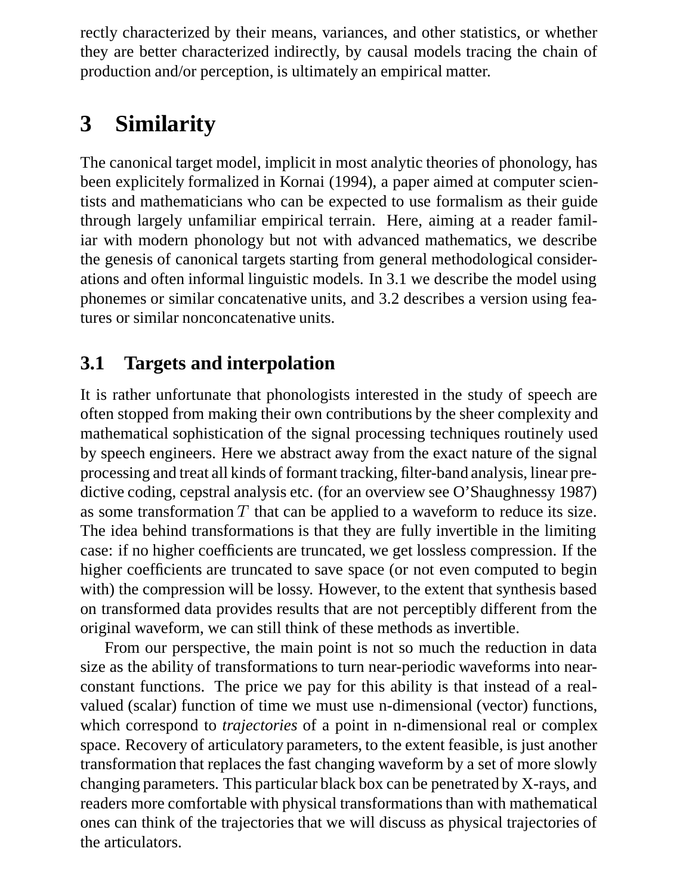rectly characterized by their means, variances, and other statistics, or whether they are better characterized indirectly, by causal models tracing the chain of production and/or perception, is ultimately an empirical matter.

# 3 Similarity

The canonical target model, implicit in most analytic theories of phonology, has been explicitely formalized in Kornai (1994), a paper aimed at computer scientists and mathematicians who can be expected to use formalism as their guide through largely unfamiliar empirical terrain. Here, aiming at a reader familiar with modern phonology but not with advanced mathematics, we describe the genesis of canonical targets starting from general methodological considerations and often informal linguistic models. In 3.1 we describe the model using phonemes or similar concatenative units, and 3.2 describes a version using features or similar nonconcatenative units.

## 3.1 Targets and interpolation

It is rather unfortunate that phonologists interested in the study of speech are often stopped from making their own contributions by the sheer complexity and mathematical sophistication of the signal processing techniques routinely used by speech engineers. Here we abstract away from the exact nature of the signal processing and treat all kinds of formant tracking, filter-band analysis, linear predictive coding, cepstral analysis etc. (for an overview see O'Shaughnessy 1987) as some transformation $T$ that can be applied to a waveform to reduce its size. The idea behind transformations is that they are fully invertible in the limiting case: if no higher coefficients are truncated, we get lossless compression. If the higher coefficients are truncated to save space (or not even computed to begin with) the compression will be lossy. However, to the extent that synthesis based on transformed data provides results that are not perceptibly different from the original waveform, we can still think of these methods as invertible.

From our perspective, the main point is not so much the reduction in data size as the ability of transformations to turn near-periodic waveforms into near-constant functions. The price we pay for this ability is that instead of a real-valued (scalar) function of time we must use n-dimensional (vector) functions, which correspond to *trajectories* of a point in n-dimensional real or complex space. Recovery of articulatory parameters, to the extent feasible, is just another transformation that replaces the fast changing waveform by a set of more slowly changing parameters. This particular black box can be penetrated by X-rays, and readers more comfortable with physical transformations than with mathematical ones can think of the trajectories that we will discuss as physical trajectories of the articulators.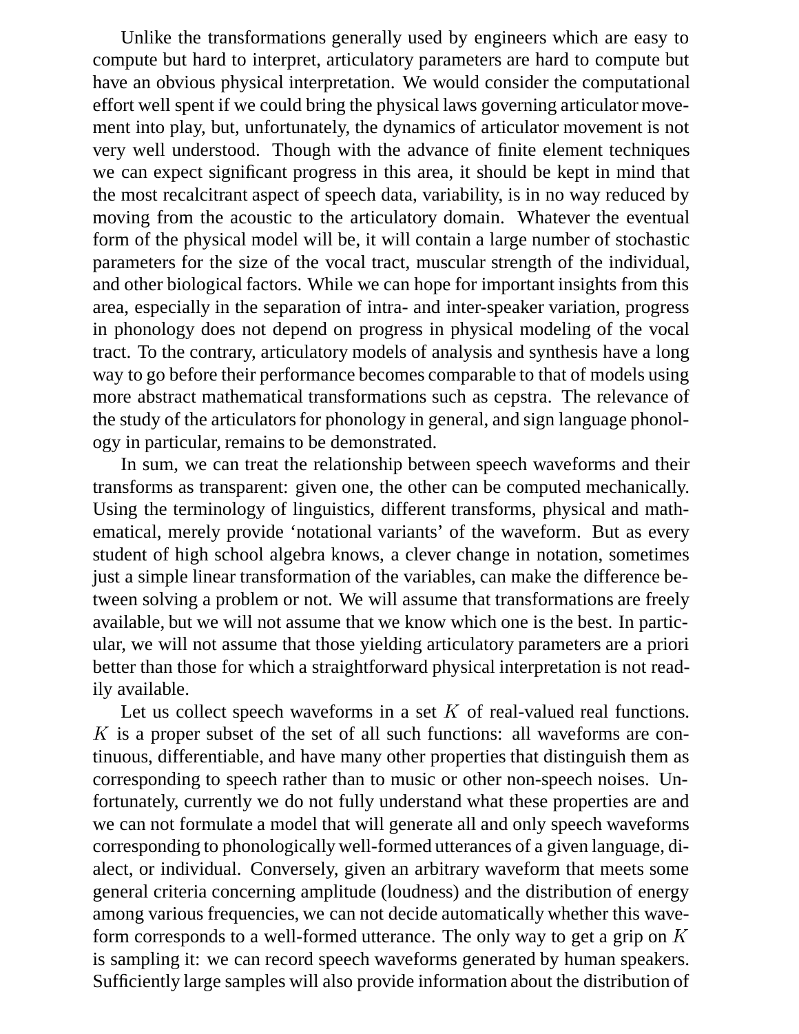Unlike the transformations generally used by engineers which are easy to compute but hard to interpret, articulatory parameters are hard to compute but have an obvious physical interpretation. We would consider the computational effort well spent if we could bring the physical laws governing articulator movement into play, but, unfortunately, the dynamics of articulator movement is not very well understood. Though with the advance of finite element techniques we can expect significant progress in this area, it should be kept in mind that the most recalcitrant aspect of speech data, variability, is in no way reduced by moving from the acoustic to the articulatory domain. Whatever the eventual form of the physical model will be, it will contain a large number of stochastic parameters for the size of the vocal tract, muscular strength of the individual, and other biological factors. While we can hope for important insights from this area, especially in the separation of intra- and inter-speaker variation, progress in phonology does not depend on progress in physical modeling of the vocal tract. To the contrary, articulatory models of analysis and synthesis have a long way to go before their performance becomes comparable to that of models using more abstract mathematical transformations such as cepstra. The relevance of the study of the articulators for phonology in general, and sign language phonology in particular, remains to be demonstrated.

In sum, we can treat the relationship between speech waveforms and their transforms as transparent: given one, the other can be computed mechanically. Using the terminology of linguistics, different transforms, physical and mathematical, merely provide 'notational variants' of the waveform. But as every student of high school algebra knows, a clever change in notation, sometimes just a simple linear transformation of the variables, can make the difference between solving a problem or not. We will assume that transformations are freely available, but we will not assume that we know which one is the best. In particular, we will not assume that those yielding articulatory parameters are a priori better than those for which a straightforward physical interpretation is not readily available.

Let us collect speech waveforms in a set $K$ of real-valued real functions. $K$ is a proper subset of the set of all such functions: all waveforms are continuous, differentiable, and have many other properties that distinguish them as corresponding to speech rather than to music or other non-speech noises. Unfortunately, currently we do not fully understand what these properties are and we can not formulate a model that will generate all and only speech waveforms corresponding to phonologically well-formed utterances of a given language, dialect, or individual. Conversely, given an arbitrary waveform that meets some general criteria concerning amplitude (loudness) and the distribution of energy among various frequencies, we can not decide automatically whether this waveform corresponds to a well-formed utterance. The only way to get a grip on $K$ is sampling it: we can record speech waveforms generated by human speakers. Sufficiently large samples will also provide information about the distribution of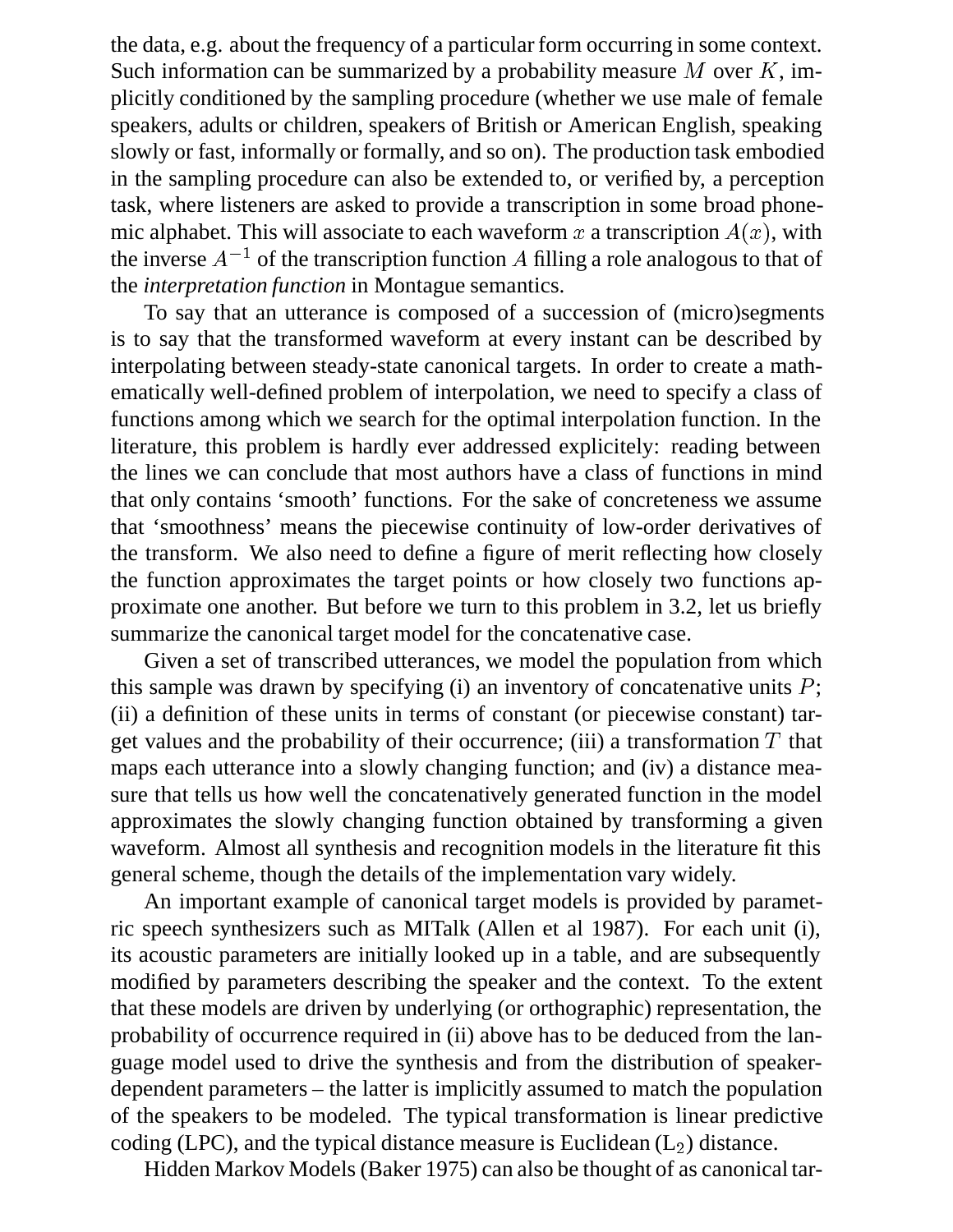the data, e.g. about the frequency of a particular form occurring in some context. Such information can be summarized by a probability measure $M$ over $K$, implicitly conditioned by the sampling procedure (whether we use male of female speakers, adults or children, speakers of British or American English, speaking slowly or fast, informally or formally, and so on). The production task embodied in the sampling procedure can also be extended to, or verified by, a perception task, where listeners are asked to provide a transcription in some broad phonemic alphabet. This will associate to each waveform $x$ a transcription $A(x)$, with the inverse $A^{-1}$ of the transcription function $A$ filling a role analogous to that of the *interpretation function* in Montague semantics.

To say that an utterance is composed of a succession of (micro)segments is to say that the transformed waveform at every instant can be described by interpolating between steady-state canonical targets. In order to create a mathematically well-defined problem of interpolation, we need to specify a class of functions among which we search for the optimal interpolation function. In the literature, this problem is hardly ever addressed explicitely: reading between the lines we can conclude that most authors have a class of functions in mind that only contains 'smooth' functions. For the sake of concreteness we assume that 'smoothness' means the piecewise continuity of low-order derivatives of the transform. We also need to define a figure of merit reflecting how closely the function approximates the target points or how closely two functions approximate one another. But before we turn to this problem in 3.2, let us briefly summarize the canonical target model for the concatenative case.

Given a set of transcribed utterances, we model the population from which this sample was drawn by specifying (i) an inventory of concatenative units $P$; (ii) a definition of these units in terms of constant (or piecewise constant) target values and the probability of their occurrence; (iii) a transformation $T$ that maps each utterance into a slowly changing function; and (iv) a distance measure that tells us how well the concatenatively generated function in the model approximates the slowly changing function obtained by transforming a given waveform. Almost all synthesis and recognition models in the literature fit this general scheme, though the details of the implementation vary widely.

An important example of canonical target models is provided by parametric speech synthesizers such as MITalk (Allen et al 1987). For each unit (i), its acoustic parameters are initially looked up in a table, and are subsequently modified by parameters describing the speaker and the context. To the extent that these models are driven by underlying (or orthographic) representation, the probability of occurrence required in (ii) above has to be deduced from the language model used to drive the synthesis and from the distribution of speaker-dependent parameters – the latter is implicitly assumed to match the population of the speakers to be modeled. The typical transformation is linear predictive coding (LPC), and the typical distance measure is Euclidean ($L_2$) distance.

Hidden Markov Models (Baker 1975) can also be thought of as canonical tar-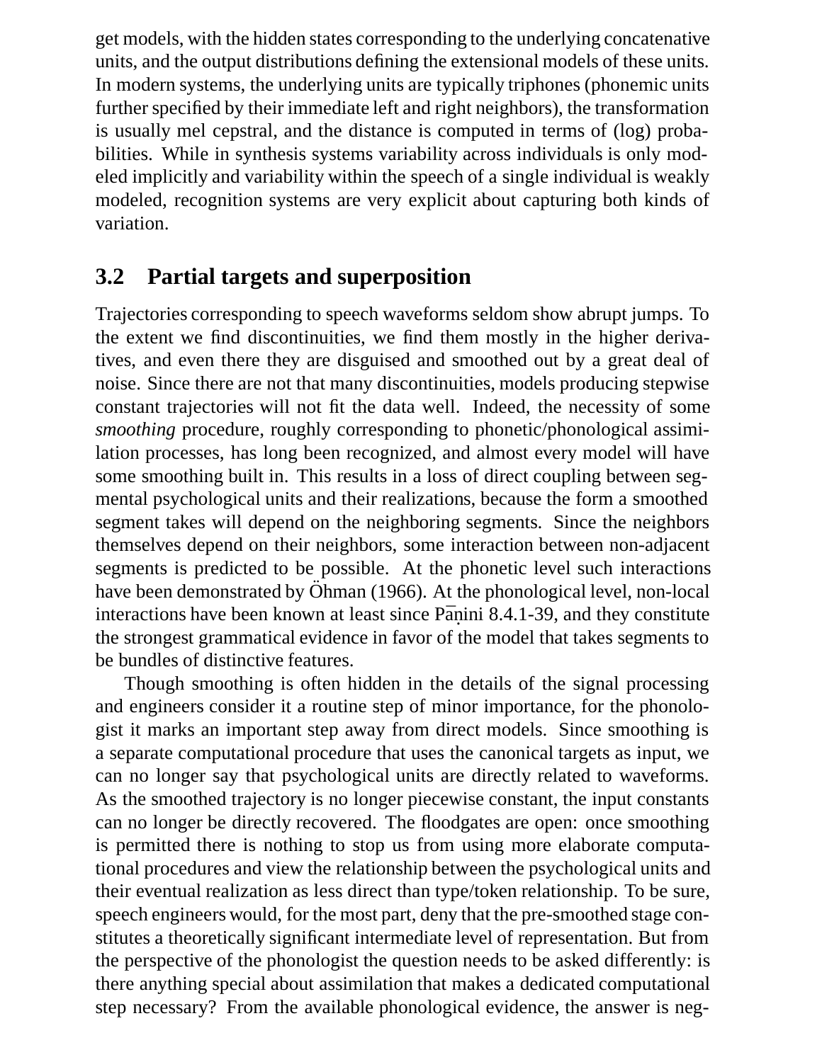get models, with the hidden states corresponding to the underlying concatenative units, and the output distributions defining the extensional models of these units. In modern systems, the underlying units are typically triphones (phonemic units further specified by their immediate left and right neighbors), the transformation is usually mel cepstral, and the distance is computed in terms of (log) probabilities. While in synthesis systems variability across individuals is only modeled implicitly and variability within the speech of a single individual is weakly modeled, recognition systems are very explicit about capturing both kinds of variation.

## 3.2 Partial targets and superposition

Trajectories corresponding to speech waveforms seldom show abrupt jumps. To the extent we find discontinuities, we find them mostly in the higher derivatives, and even there they are disguised and smoothed out by a great deal of noise. Since there are not that many discontinuities, models producing stepwise constant trajectories will not fit the data well. Indeed, the necessity of some *smoothing* procedure, roughly corresponding to phonetic/phonological assimilation processes, has long been recognized, and almost every model will have some smoothing built in. This results in a loss of direct coupling between segmental psychological units and their realizations, because the form a smoothed segment takes will depend on the neighboring segments. Since the neighbors themselves depend on their neighbors, some interaction between non-adjacent segments is predicted to be possible. At the phonetic level such interactions have been demonstrated by Öhman (1966). At the phonological level, non-local interactions have been known at least since Pāṇini 8.4.1-39, and they constitute the strongest grammatical evidence in favor of the model that takes segments to be bundles of distinctive features.

Though smoothing is often hidden in the details of the signal processing and engineers consider it a routine step of minor importance, for the phonologist it marks an important step away from direct models. Since smoothing is a separate computational procedure that uses the canonical targets as input, we can no longer say that psychological units are directly related to waveforms. As the smoothed trajectory is no longer piecewise constant, the input constants can no longer be directly recovered. The floodgates are open: once smoothing is permitted there is nothing to stop us from using more elaborate computational procedures and view the relationship between the psychological units and their eventual realization as less direct than type/token relationship. To be sure, speech engineers would, for the most part, deny that the pre-smoothed stage constitutes a theoretically significant intermediate level of representation. But from the perspective of the phonologist the question needs to be asked differently: is there anything special about assimilation that makes a dedicated computational step necessary? From the available phonological evidence, the answer is neg-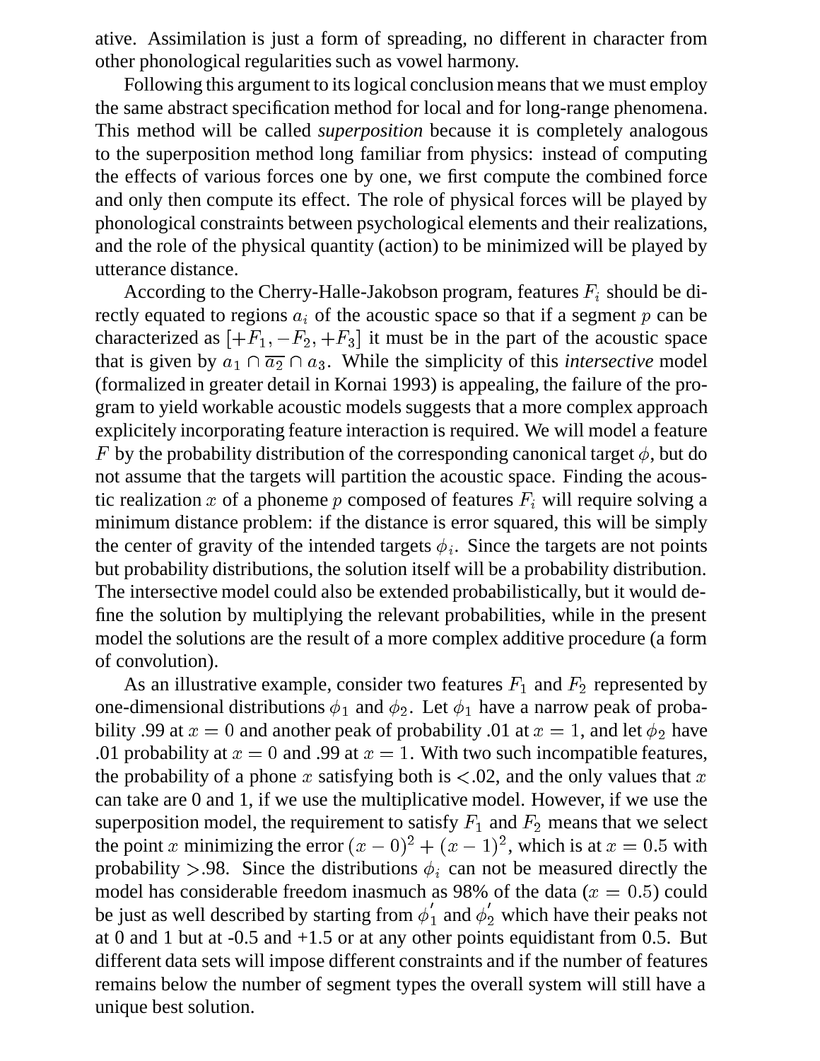ative. Assimilation is just a form of spreading, no different in character from other phonological regularities such as vowel harmony.

Following this argument to its logical conclusion means that we must employ the same abstract specification method for local and for long-range phenomena. This method will be called *superposition* because it is completely analogous to the superposition method long familiar from physics: instead of computing the effects of various forces one by one, we first compute the combined force and only then compute its effect. The role of physical forces will be played by phonological constraints between psychological elements and their realizations, and the role of the physical quantity (action) to be minimized will be played by utterance distance.

According to the Cherry-Halle-Jakobson program, features $F_i$ should be directly equated to regions $a_i$ of the acoustic space so that if a segment $p$ can be characterized as $[+F_1, -F_2, +F_3]$ it must be in the part of the acoustic space that is given by $a_1 \cap \overline{a_2} \cap a_3$. While the simplicity of this *intersective* model (formalized in greater detail in Kornai 1993) is appealing, the failure of the program to yield workable acoustic models suggests that a more complex approach explicitely incorporating feature interaction is required. We will model a feature $F$ by the probability distribution of the corresponding canonical target $\phi$, but do not assume that the targets will partition the acoustic space. Finding the acoustic realization $x$ of a phoneme $p$ composed of features $F_i$ will require solving a minimum distance problem: if the distance is error squared, this will be simply the center of gravity of the intended targets $\phi_i$. Since the targets are not points but probability distributions, the solution itself will be a probability distribution. The intersective model could also be extended probabilistically, but it would define the solution by multiplying the relevant probabilities, while in the present model the solutions are the result of a more complex additive procedure (a form of convolution).

As an illustrative example, consider two features $F_1$ and $F_2$ represented by one-dimensional distributions $\phi_1$ and $\phi_2$. Let $\phi_1$ have a narrow peak of probability .99 at $x = 0$ and another peak of probability .01 at $x = 1$, and let $\phi_2$ have .01 probability at $x = 0$ and .99 at $x = 1$. With two such incompatible features, the probability of a phone $x$ satisfying both is $<$.02, and the only values that $x$ can take are 0 and 1, if we use the multiplicative model. However, if we use the superposition model, the requirement to satisfy $F_1$ and $F_2$ means that we select the point $x$ minimizing the error $(x - 0)^2 + (x - 1)^2$, which is at $x = 0.5$ with probability $>$.98. Since the distributions $\phi_i$ can not be measured directly the model has considerable freedom inasmuch as 98% of the data ($x = 0.5$) could be just as well described by starting from $\phi_1'$ and $\phi_2'$ which have their peaks not at 0 and 1 but at -0.5 and +1.5 or at any other points equidistant from 0.5. But different data sets will impose different constraints and if the number of features remains below the number of segment types the overall system will still have a unique best solution.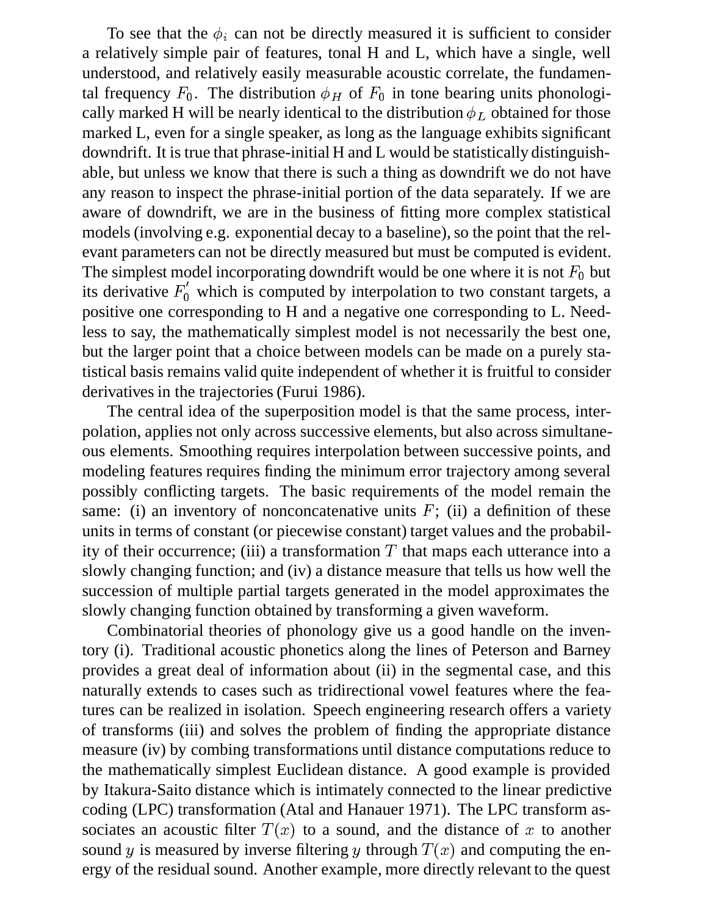To see that the $\phi_i$ can not be directly measured it is sufficient to consider a relatively simple pair of features, tonal H and L, which have a single, well understood, and relatively easily measurable acoustic correlate, the fundamental frequency $F_0$. The distribution $\phi_H$ of $F_0$ in tone bearing units phonologically marked H will be nearly identical to the distribution $\phi_L$ obtained for those marked L, even for a single speaker, as long as the language exhibits significant downdrift. It is true that phrase-initial H and L would be statistically distinguishable, but unless we know that there is such a thing as downdrift we do not have any reason to inspect the phrase-initial portion of the data separately. If we are aware of downdrift, we are in the business of fitting more complex statistical models (involving e.g. exponential decay to a baseline), so the point that the relevant parameters can not be directly measured but must be computed is evident. The simplest model incorporating downdrift would be one where it is not $F_0$ but its derivative $F_0^{'}$ which is computed by interpolation to two constant targets, a positive one corresponding to H and a negative one corresponding to L. Needless to say, the mathematically simplest model is not necessarily the best one, but the larger point that a choice between models can be made on a purely statistical basis remains valid quite independent of whether it is fruitful to consider derivatives in the trajectories (Furui 1986).

The central idea of the superposition model is that the same process, interpolation, applies not only across successive elements, but also across simultaneous elements. Smoothing requires interpolation between successive points, and modeling features requires finding the minimum error trajectory among several possibly conflicting targets. The basic requirements of the model remain the same: (i) an inventory of nonconcatenative units $F$; (ii) a definition of these units in terms of constant (or piecewise constant) target values and the probability of their occurrence; (iii) a transformation $T$ that maps each utterance into a slowly changing function; and (iv) a distance measure that tells us how well the succession of multiple partial targets generated in the model approximates the slowly changing function obtained by transforming a given waveform.

Combinatorial theories of phonology give us a good handle on the inventory (i). Traditional acoustic phonetics along the lines of Peterson and Barney provides a great deal of information about (ii) in the segmental case, and this naturally extends to cases such as tridirectional vowel features where the features can be realized in isolation. Speech engineering research offers a variety of transforms (iii) and solves the problem of finding the appropriate distance measure (iv) by combing transformations until distance computations reduce to the mathematically simplest Euclidean distance. A good example is provided by Itakura-Saito distance which is intimately connected to the linear predictive coding (LPC) transformation (Atal and Hanauer 1971). The LPC transform associates an acoustic filter $T(x)$ to a sound, and the distance of $x$ to another sound $y$ is measured by inverse filtering $y$ through $T(x)$ and computing the energy of the residual sound. Another example, more directly relevant to the quest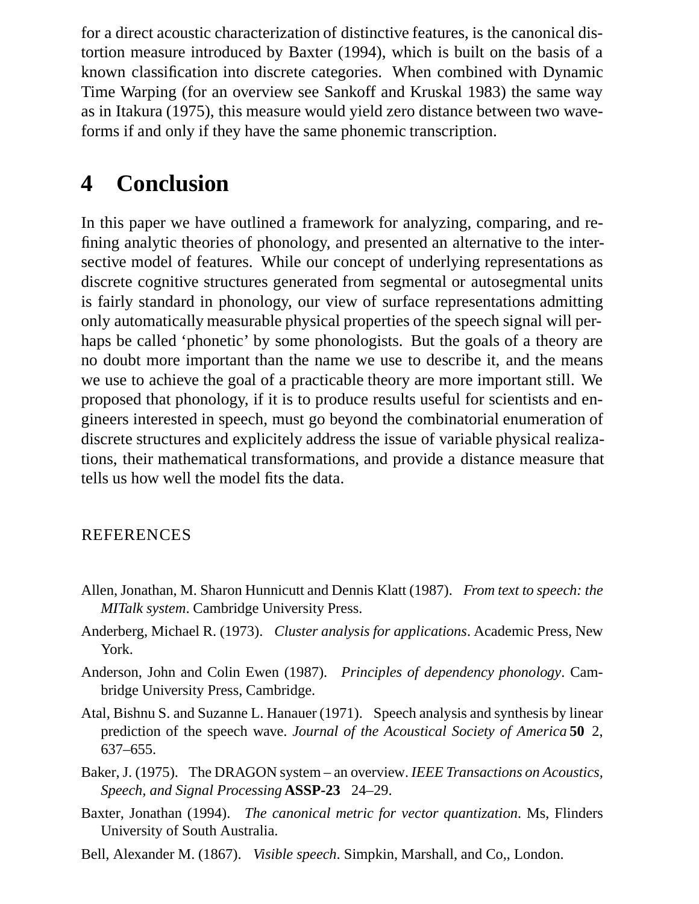for a direct acoustic characterization of distinctive features, is the canonical distortion measure introduced by Baxter (1994), which is built on the basis of a known classification into discrete categories. When combined with Dynamic Time Warping (for an overview see Sankoff and Kruskal 1983) the same way as in Itakura (1975), this measure would yield zero distance between two waveforms if and only if they have the same phonemic transcription.

# 4 Conclusion

In this paper we have outlined a framework for analyzing, comparing, and refining analytic theories of phonology, and presented an alternative to the intersective model of features. While our concept of underlying representations as discrete cognitive structures generated from segmental or autosegmental units is fairly standard in phonology, our view of surface representations admitting only automatically measurable physical properties of the speech signal will perhaps be called 'phonetic' by some phonologists. But the goals of a theory are no doubt more important than the name we use to describe it, and the means we use to achieve the goal of a practicable theory are more important still. We proposed that phonology, if it is to produce results useful for scientists and engineers interested in speech, must go beyond the combinatorial enumeration of discrete structures and explicitely address the issue of variable physical realizations, their mathematical transformations, and provide a distance measure that tells us how well the model fits the data.

## REFERENCES

Allen, Jonathan, M. Sharon Hunnicutt and Dennis Klatt (1987). *From text to speech: the MITalk system*. Cambridge University Press.

Anderberg, Michael R. (1973). *Cluster analysis for applications*. Academic Press, New York.

Anderson, John and Colin Ewen (1987). *Principles of dependency phonology*. Cambridge University Press, Cambridge.

Atal, Bishnu S. and Suzanne L. Hanauer (1971). Speech analysis and synthesis by linear prediction of the speech wave. *Journal of the Acoustical Society of America* **50** 2, 637–655.

Baker, J. (1975). The DRAGON system – an overview. *IEEE Transactions on Acoustics, Speech, and Signal Processing* **ASSP-23** 24–29.

Baxter, Jonathan (1994). *The canonical metric for vector quantization*. Ms, Flinders University of South Australia.

Bell, Alexander M. (1867). *Visible speech*. Simpkin, Marshall, and Co,, London.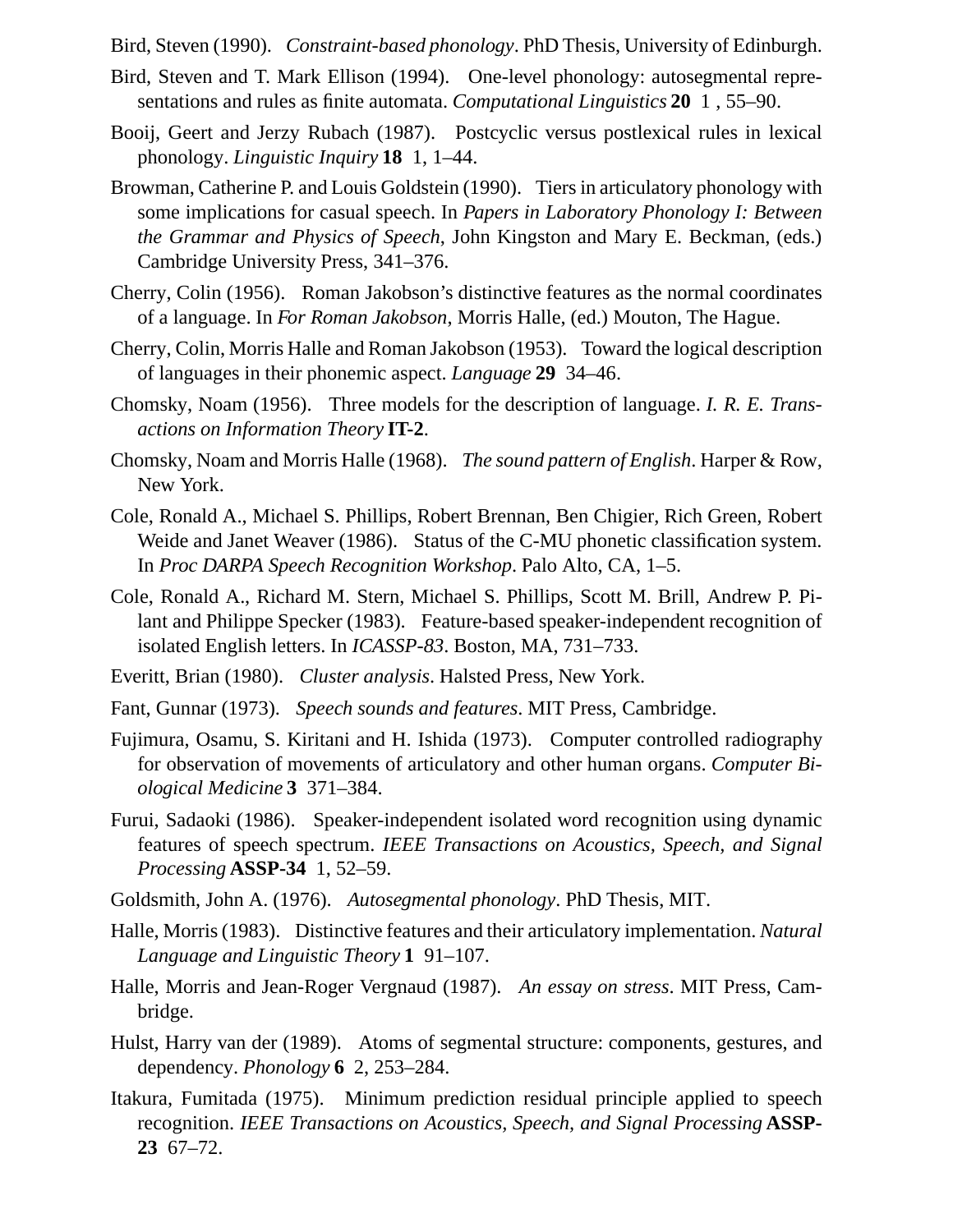Bird, Steven (1990). *Constraint-based phonology*. PhD Thesis, University of Edinburgh.

Bird, Steven and T. Mark Ellison (1994). One-level phonology: autosegmental representations and rules as finite automata. *Computational Linguistics* **20** 1 , 55–90.

Booij, Geert and Jerzy Rubach (1987). Postcyclic versus postlexical rules in lexical phonology. *Linguistic Inquiry* **18** 1, 1–44.

Browman, Catherine P. and Louis Goldstein (1990). Tiers in articulatory phonology with some implications for casual speech. In *Papers in Laboratory Phonology I: Between the Grammar and Physics of Speech*, John Kingston and Mary E. Beckman, (eds.) Cambridge University Press, 341–376.

Cherry, Colin (1956). Roman Jakobson's distinctive features as the normal coordinates of a language. In *For Roman Jakobson*, Morris Halle, (ed.) Mouton, The Hague.

Cherry, Colin, Morris Halle and Roman Jakobson (1953). Toward the logical description of languages in their phonemic aspect. *Language* **29** 34–46.

Chomsky, Noam (1956). Three models for the description of language. *I. R. E. Transactions on Information Theory* **IT-2**.

Chomsky, Noam and Morris Halle (1968). *The sound pattern of English*. Harper & Row, New York.

Cole, Ronald A., Michael S. Phillips, Robert Brennan, Ben Chigier, Rich Green, Robert Weide and Janet Weaver (1986). Status of the C-MU phonetic classification system. In *Proc DARPA Speech Recognition Workshop*. Palo Alto, CA, 1–5.

Cole, Ronald A., Richard M. Stern, Michael S. Phillips, Scott M. Brill, Andrew P. Pilant and Philippe Specker (1983). Feature-based speaker-independent recognition of isolated English letters. In *ICASSP-83*. Boston, MA, 731–733.

Everitt, Brian (1980). *Cluster analysis*. Halsted Press, New York.

Fant, Gunnar (1973). *Speech sounds and features*. MIT Press, Cambridge.

Fujimura, Osamu, S. Kiritani and H. Ishida (1973). Computer controlled radiography for observation of movements of articulatory and other human organs. *Computer Biological Medicine* **3** 371–384.

Furui, Sadaoki (1986). Speaker-independent isolated word recognition using dynamic features of speech spectrum. *IEEE Transactions on Acoustics, Speech, and Signal Processing* **ASSP-34** 1, 52–59.

Goldsmith, John A. (1976). *Autosegmental phonology*. PhD Thesis, MIT.

Halle, Morris (1983). Distinctive features and their articulatory implementation. *Natural Language and Linguistic Theory* **1** 91–107.

Halle, Morris and Jean-Roger Vergnaud (1987). *An essay on stress*. MIT Press, Cambridge.

Hulst, Harry van der (1989). Atoms of segmental structure: components, gestures, and dependency. *Phonology* **6** 2, 253–284.

Itakura, Fumitada (1975). Minimum prediction residual principle applied to speech recognition. *IEEE Transactions on Acoustics, Speech, and Signal Processing* **ASSP-23** 67–72.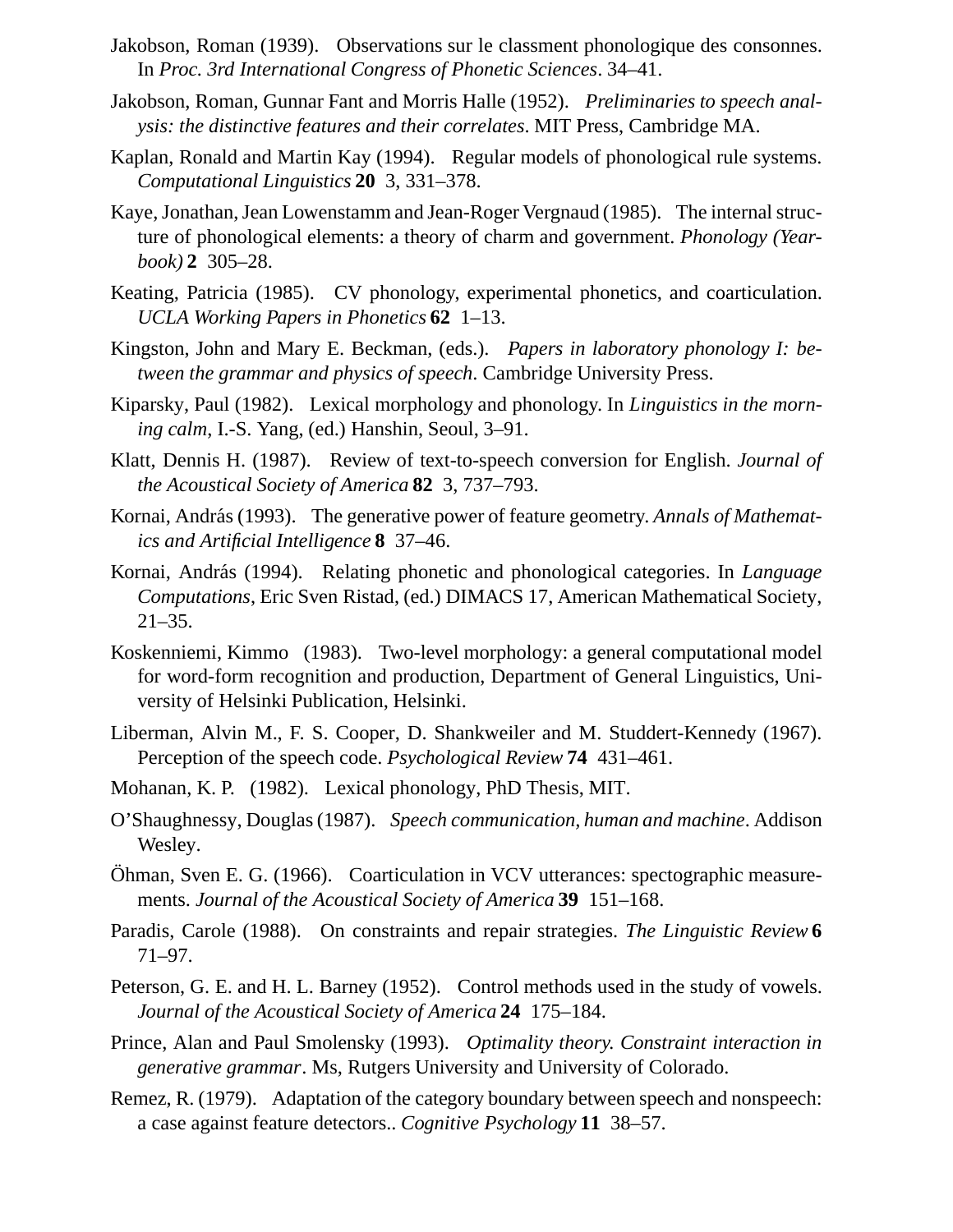Jakobson, Roman (1939). Observations sur le classment phonologique des consonnes. In *Proc. 3rd International Congress of Phonetic Sciences*. 34–41.

Jakobson, Roman, Gunnar Fant and Morris Halle (1952). *Preliminaries to speech analysis: the distinctive features and their correlates*. MIT Press, Cambridge MA.

Kaplan, Ronald and Martin Kay (1994). Regular models of phonological rule systems. *Computational Linguistics* **20** 3, 331–378.

Kaye, Jonathan, Jean Lowenstamm and Jean-Roger Vergnaud (1985). The internal structure of phonological elements: a theory of charm and government. *Phonology (Yearbook)* **2** 305–28.

Keating, Patricia (1985). CV phonology, experimental phonetics, and coarticulation. *UCLA Working Papers in Phonetics* **62** 1–13.

Kingston, John and Mary E. Beckman, (eds.). *Papers in laboratory phonology I: between the grammar and physics of speech*. Cambridge University Press.

Kiparsky, Paul (1982). Lexical morphology and phonology. In *Linguistics in the morning calm*, I.-S. Yang, (ed.) Hanshin, Seoul, 3–91.

Klatt, Dennis H. (1987). Review of text-to-speech conversion for English. *Journal of the Acoustical Society of America* **82** 3, 737–793.

Kornai, András (1993). The generative power of feature geometry. *Annals of Mathematics and Artificial Intelligence* **8** 37–46.

Kornai, András (1994). Relating phonetic and phonological categories. In *Language Computations*, Eric Sven Ristad, (ed.) DIMACS 17, American Mathematical Society, 21–35.

Koskenniemi, Kimmo (1983). Two-level morphology: a general computational model for word-form recognition and production, Department of General Linguistics, University of Helsinki Publication, Helsinki.

Liberman, Alvin M., F. S. Cooper, D. Shankweiler and M. Studdert-Kennedy (1967). Perception of the speech code. *Psychological Review* **74** 431–461.

Mohanan, K. P. (1982). Lexical phonology, PhD Thesis, MIT.

O'Shaughnessy, Douglas (1987). *Speech communication, human and machine*. Addison Wesley.

Öhman, Sven E. G. (1966). Coarticulation in VCV utterances: spectographic measurements. *Journal of the Acoustical Society of America* **39** 151–168.

Paradis, Carole (1988). On constraints and repair strategies. *The Linguistic Review* **6** 71–97.

Peterson, G. E. and H. L. Barney (1952). Control methods used in the study of vowels. *Journal of the Acoustical Society of America* **24** 175–184.

Prince, Alan and Paul Smolensky (1993). *Optimality theory. Constraint interaction in generative grammar*. Ms, Rutgers University and University of Colorado.

Remez, R. (1979). Adaptation of the category boundary between speech and nonspeech: a case against feature detectors.. *Cognitive Psychology* **11** 38–57.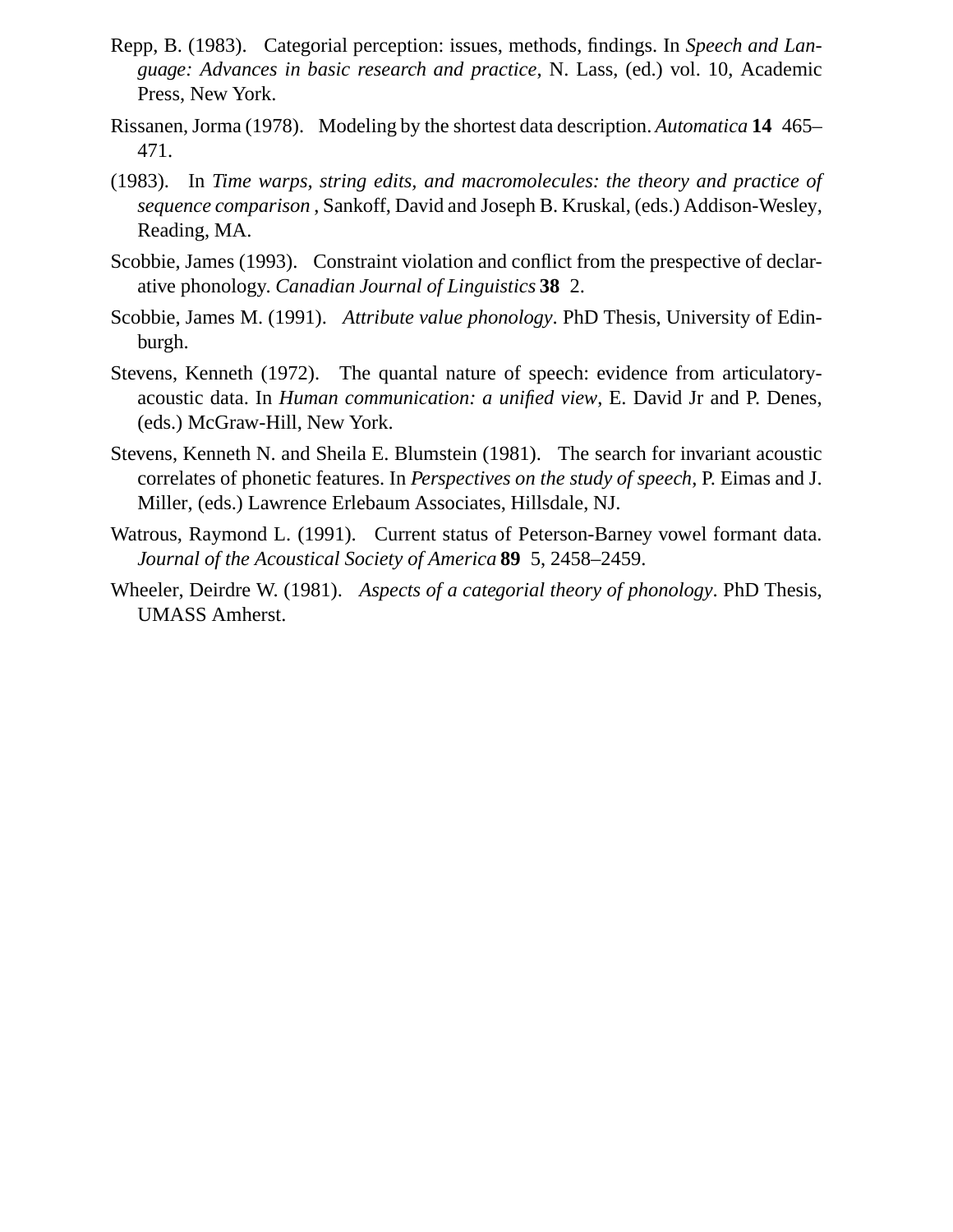Repp, B. (1983). Categorial perception: issues, methods, findings. In *Speech and Language: Advances in basic research and practice*, N. Lass, (ed.) vol. 10, Academic Press, New York.

Rissanen, Jorma (1978). Modeling by the shortest data description. *Automatica* **14** 465–471.

(1983). In *Time warps, string edits, and macromolecules: the theory and practice of sequence comparison* , Sankoff, David and Joseph B. Kruskal, (eds.) Addison-Wesley, Reading, MA.

Scobbie, James (1993). Constraint violation and conflict from the prespective of declarative phonology. *Canadian Journal of Linguistics* **38** 2.

Scobbie, James M. (1991). *Attribute value phonology*. PhD Thesis, University of Edinburgh.

Stevens, Kenneth (1972). The quantal nature of speech: evidence from articulatory-acoustic data. In *Human communication: a unified view*, E. David Jr and P. Denes, (eds.) McGraw-Hill, New York.

Stevens, Kenneth N. and Sheila E. Blumstein (1981). The search for invariant acoustic correlates of phonetic features. In *Perspectives on the study of speech*, P. Eimas and J. Miller, (eds.) Lawrence Erlebaum Associates, Hillsdale, NJ.

Watrous, Raymond L. (1991). Current status of Peterson-Barney vowel formant data. *Journal of the Acoustical Society of America* **89** 5, 2458–2459.

Wheeler, Deirdre W. (1981). *Aspects of a categorial theory of phonology*. PhD Thesis, UMASS Amherst.